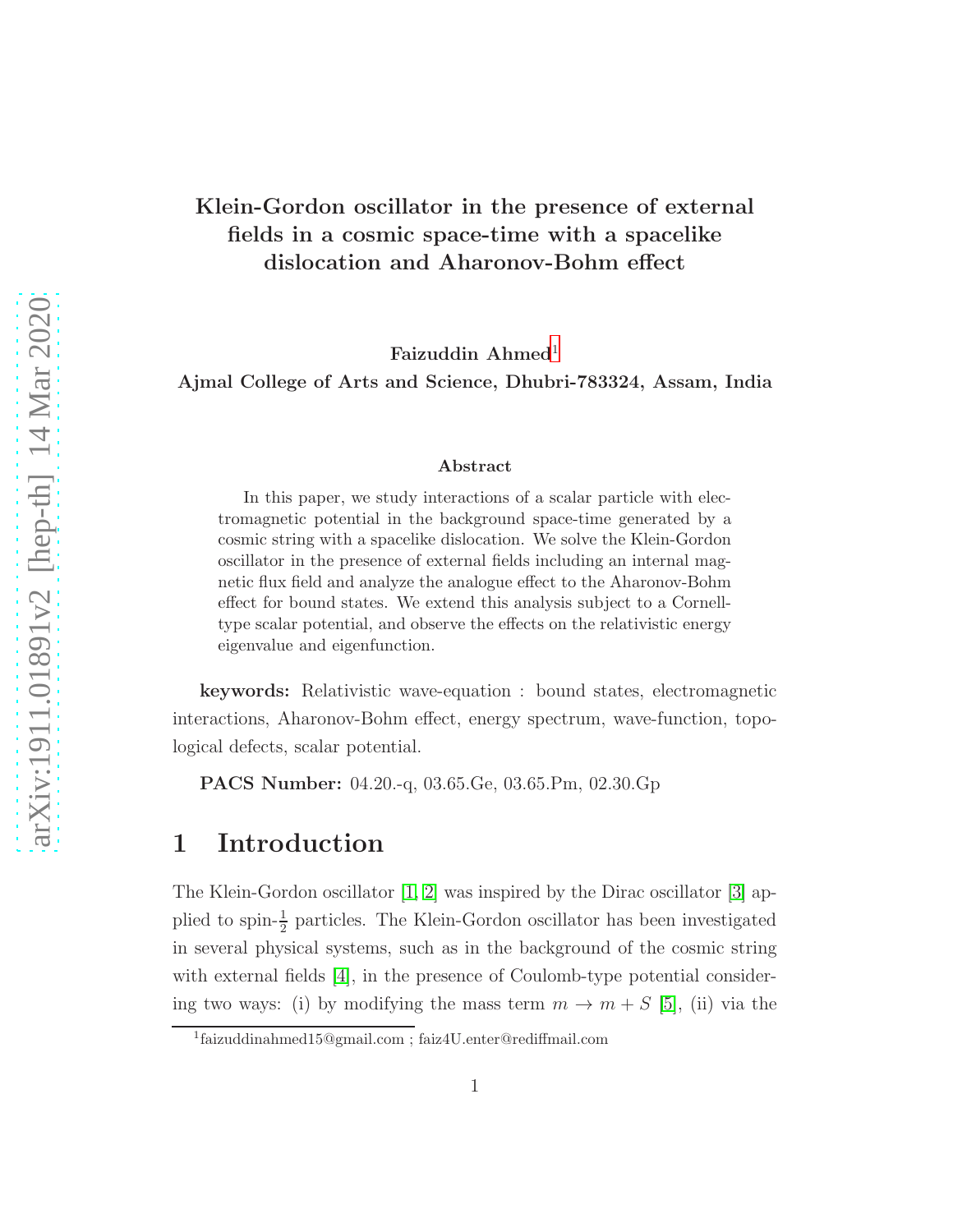# Klein-Gordon oscillator in the presence of external fields in a cosmic space-time with a spacelike dislocation and Aharonov-Bohm effect

**Faizuddin Ahmed**[1]

**Ajmal College of Arts and Science, Dhubri-783324, Assam, India**

### Abstract

In this paper, we study interactions of a scalar particle with electromagnetic potential in the background space-time generated by a cosmic string with a spacelike dislocation. We solve the Klein-Gordon oscillator in the presence of external fields including an internal magnetic flux field and analyze the analogue effect to the Aharonov-Bohm effect for bound states. We extend this analysis subject to a Cornell-type scalar potential, and observe the effects on the relativistic energy eigenvalue and eigenfunction.

**keywords:** Relativistic wave-equation : bound states, electromagnetic interactions, Aharonov-Bohm effect, energy spectrum, wave-function, topological defects, scalar potential.

**PACS Number:** 04.20.-q, 03.65.Ge, 03.65.Pm, 02.30.Gp

## 1 Introduction

The Klein-Gordon oscillator [1, 2] was inspired by the Dirac oscillator [3] applied to spin-$\frac{1}{2}$ particles. The Klein-Gordon oscillator has been investigated in several physical systems, such as in the background of the cosmic string with external fields [4], in the presence of Coulomb-type potential considering two ways: (i) by modifying the mass term $m \to m + S$ [5], (ii) via the

[1] faizuddinahmed15@gmail.com ; faiz4U.enter@rediffmail.com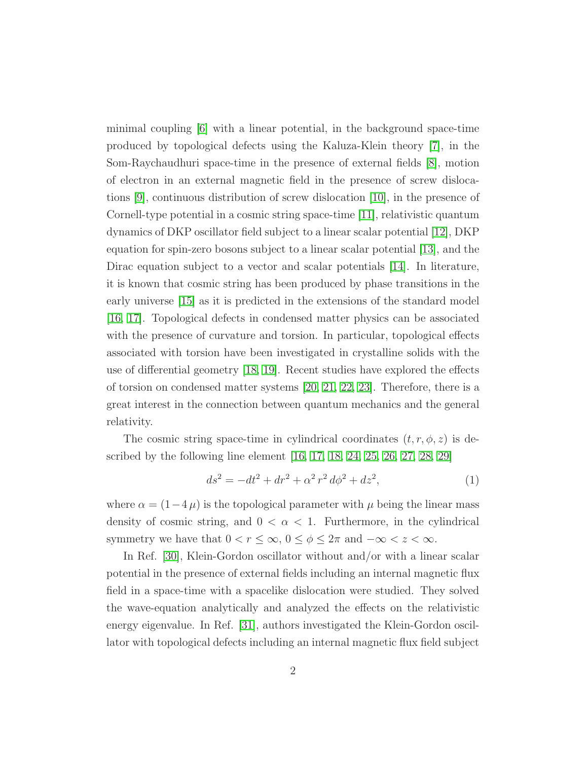minimal coupling [6] with a linear potential, in the background space-time produced by topological defects using the Kaluza-Klein theory [7], in the Som-Raychaudhuri space-time in the presence of external fields [8], motion of electron in an external magnetic field in the presence of screw dislocations [9], continuous distribution of screw dislocation [10], in the presence of Cornell-type potential in a cosmic string space-time [11], relativistic quantum dynamics of DKP oscillator field subject to a linear scalar potential [12], DKP equation for spin-zero bosons subject to a linear scalar potential [13], and the Dirac equation subject to a vector and scalar potentials [14]. In literature, it is known that cosmic string has been produced by phase transitions in the early universe [15] as it is predicted in the extensions of the standard model [16, 17]. Topological defects in condensed matter physics can be associated with the presence of curvature and torsion. In particular, topological effects associated with torsion have been investigated in crystalline solids with the use of differential geometry [18, 19]. Recent studies have explored the effects of torsion on condensed matter systems [20, 21, 22, 23]. Therefore, there is a great interest in the connection between quantum mechanics and the general relativity.

The cosmic string space-time in cylindrical coordinates $(t, r, \phi, z)$ is described by the following line element [16, 17, 18, 24, 25, 26, 27, 28, 29]

$$ds^2 = -dt^2 + dr^2 + \alpha^2 \, r^2 \, d\phi^2 + dz^2, \tag{1}$$

where $\alpha = (1 - 4\,\mu)$ is the topological parameter with $\mu$ being the linear mass density of cosmic string, and $0 < \alpha < 1$. Furthermore, in the cylindrical symmetry we have that $0 < r \leq \infty$, $0 \leq \phi \leq 2\pi$ and $-\infty < z < \infty$.

In Ref. [30], Klein-Gordon oscillator without and/or with a linear scalar potential in the presence of external fields including an internal magnetic flux field in a space-time with a spacelike dislocation were studied. They solved the wave-equation analytically and analyzed the effects on the relativistic energy eigenvalue. In Ref. [31], authors investigated the Klein-Gordon oscillator with topological defects including an internal magnetic flux field subject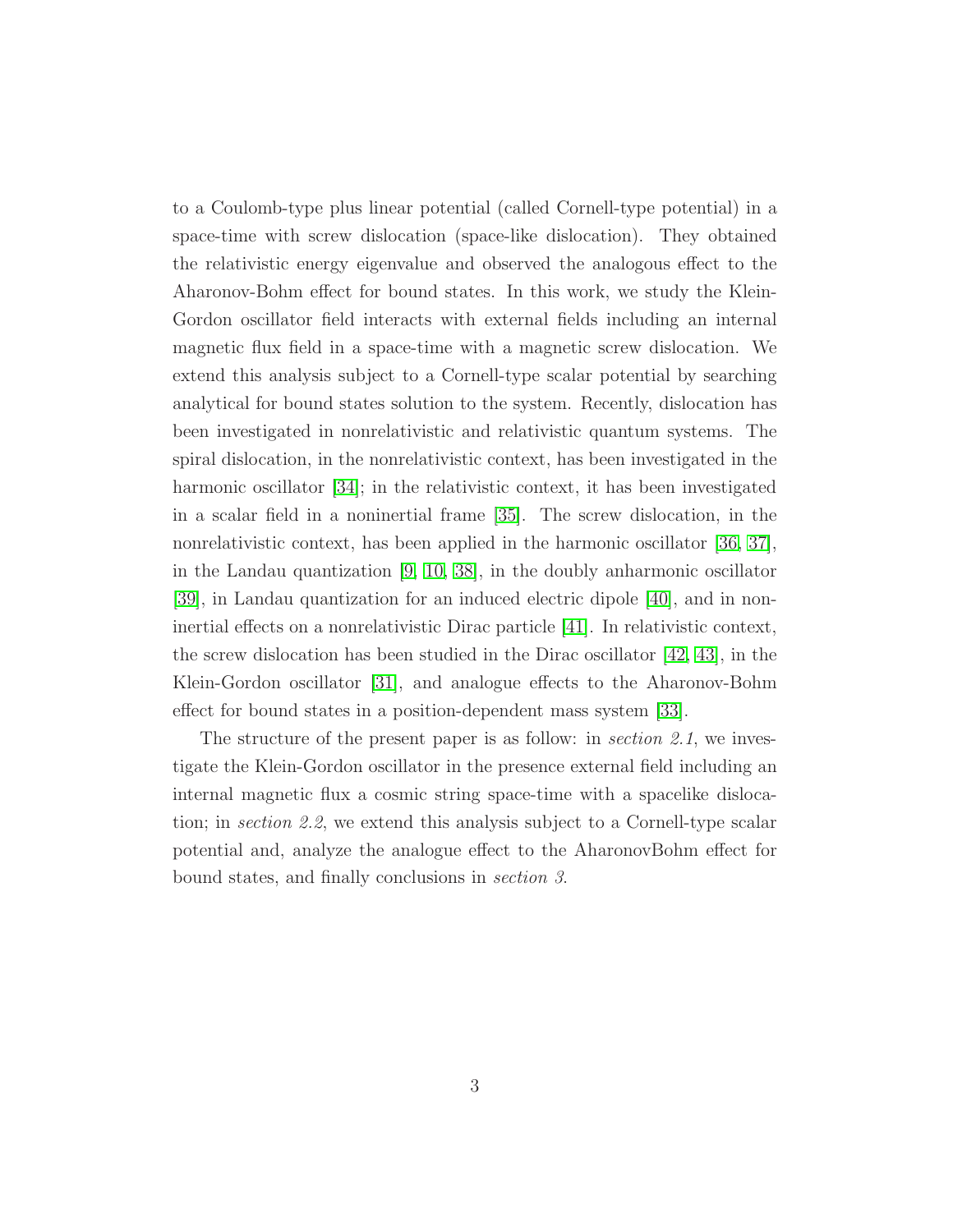to a Coulomb-type plus linear potential (called Cornell-type potential) in a space-time with screw dislocation (space-like dislocation). They obtained the relativistic energy eigenvalue and observed the analogous effect to the Aharonov-Bohm effect for bound states. In this work, we study the Klein-Gordon oscillator field interacts with external fields including an internal magnetic flux field in a space-time with a magnetic screw dislocation. We extend this analysis subject to a Cornell-type scalar potential by searching analytical for bound states solution to the system. Recently, dislocation has been investigated in nonrelativistic and relativistic quantum systems. The spiral dislocation, in the nonrelativistic context, has been investigated in the harmonic oscillator [34]; in the relativistic context, it has been investigated in a scalar field in a noninertial frame [35]. The screw dislocation, in the nonrelativistic context, has been applied in the harmonic oscillator [36, 37], in the Landau quantization [9, 10, 38], in the doubly anharmonic oscillator [39], in Landau quantization for an induced electric dipole [40], and in non-inertial effects on a nonrelativistic Dirac particle [41]. In relativistic context, the screw dislocation has been studied in the Dirac oscillator [42, 43], in the Klein-Gordon oscillator [31], and analogue effects to the Aharonov-Bohm effect for bound states in a position-dependent mass system [33].

The structure of the present paper is as follow: in *section 2.1*, we investigate the Klein-Gordon oscillator in the presence external field including an internal magnetic flux a cosmic string space-time with a spacelike dislocation; in *section 2.2*, we extend this analysis subject to a Cornell-type scalar potential and, analyze the analogue effect to the AharonovBohm effect for bound states, and finally conclusions in *section 3*.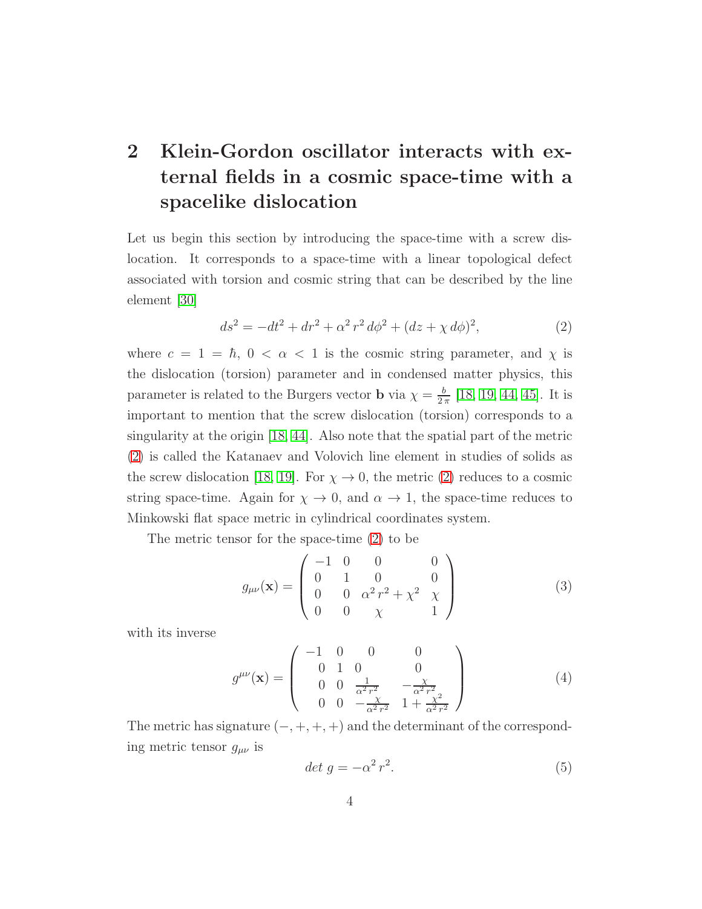# 2 Klein-Gordon oscillator interacts with external fields in a cosmic space-time with a spacelike dislocation

Let us begin this section by introducing the space-time with a screw dislocation. It corresponds to a space-time with a linear topological defect associated with torsion and cosmic string that can be described by the line element [30]

$$ds^2 = -dt^2 + dr^2 + \alpha^2 \, r^2 \, d\phi^2 + (dz + \chi \, d\phi)^2, \tag{2}$$

where $c = 1 = \hbar$, $0 < \alpha < 1$ is the cosmic string parameter, and $\chi$ is the dislocation (torsion) parameter and in condensed matter physics, this parameter is related to the Burgers vector $\mathbf{b}$ via $\chi = \frac{b}{2\pi}$ [18, 19, 44, 45]. It is important to mention that the screw dislocation (torsion) corresponds to a singularity at the origin [18, 44]. Also note that the spatial part of the metric (2) is called the Katanaev and Volovich line element in studies of solids as the screw dislocation [18, 19]. For $\chi \to 0$, the metric (2) reduces to a cosmic string space-time. Again for $\chi \to 0$, and $\alpha \to 1$, the space-time reduces to Minkowski flat space metric in cylindrical coordinates system.

The metric tensor for the space-time (2) to be

$$g_{\mu\nu}(\mathbf{x}) = \begin{pmatrix} -1 & 0 & 0 & 0 \\ 0 & 1 & 0 & 0 \\ 0 & 0 & \alpha^2 r^2 + \chi^2 & \chi \\ 0 & 0 & \chi & 1 \end{pmatrix} \tag{3}$$

with its inverse

$$g^{\mu\nu}(\mathbf{x}) = \begin{pmatrix} -1 & 0 & 0 & 0 \\ 0 & 1 & 0 & 0 \\ 0 & 0 & \frac{1}{\alpha^2 r^2} & -\frac{\chi}{\alpha^2 r^2} \\ 0 & 0 & -\frac{\chi}{\alpha^2 r^2} & 1 + \frac{\chi^2}{\alpha^2 r^2} \end{pmatrix} \tag{4}$$

The metric has signature $(-, +, +, +)$ and the determinant of the corresponding metric tensor $g_{\mu\nu}$ is

$$det \; g = -\alpha^2 \, r^2. \tag{5}$$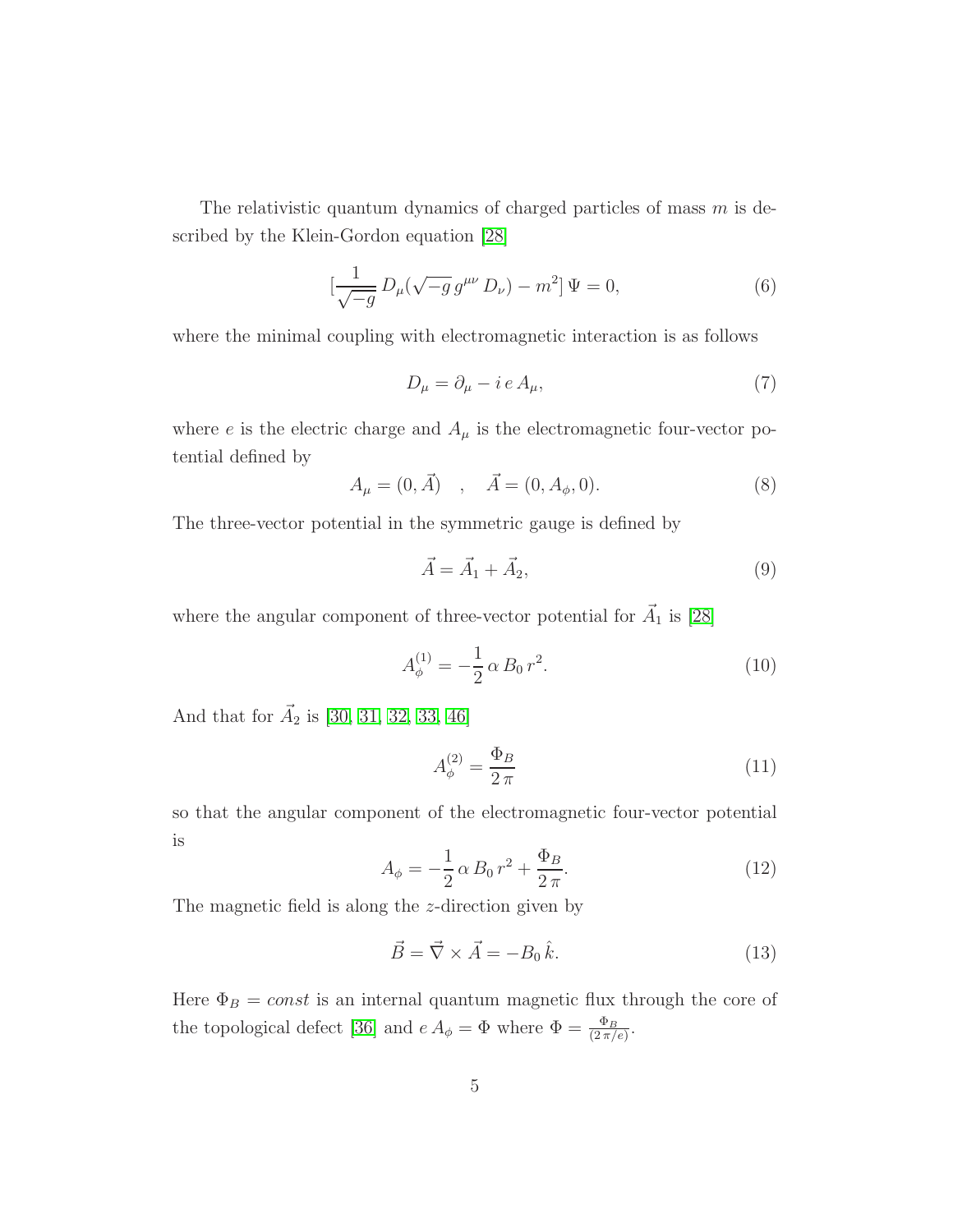The relativistic quantum dynamics of charged particles of mass $m$ is described by the Klein-Gordon equation [28]

$$[\frac{1}{\sqrt{-g}}\,D_\mu(\sqrt{-g}\,g^{\mu\nu}\,D_\nu) - m^2]\,\Psi = 0, \tag{6}$$

where the minimal coupling with electromagnetic interaction is as follows

$$D_\mu = \partial_\mu - i\,e\,A_\mu, \tag{7}$$

where $e$ is the electric charge and $A_\mu$ is the electromagnetic four-vector potential defined by

$$A_\mu = (0, \vec{A}) \quad , \quad \vec{A} = (0, A_\phi, 0). \tag{8}$$

The three-vector potential in the symmetric gauge is defined by

$$\vec{A} = \vec{A}_1 + \vec{A}_2, \tag{9}$$

where the angular component of three-vector potential for $\vec{A}_1$ is [28]

$$A_\phi^{(1)} = -\frac{1}{2}\,\alpha\,B_0\,r^2. \tag{10}$$

And that for $\vec{A}_2$ is [30, 31, 32, 33, 46]

$$A_\phi^{(2)} = \frac{\Phi_B}{2\,\pi} \tag{11}$$

so that the angular component of the electromagnetic four-vector potential is

$$A_\phi = -\frac{1}{2}\,\alpha\,B_0\,r^2 + \frac{\Phi_B}{2\,\pi}. \tag{12}$$

The magnetic field is along the $z$-direction given by

$$\vec{B} = \vec{\nabla} \times \vec{A} = -B_0\,\hat{k}. \tag{13}$$

Here $\Phi_B = const$ is an internal quantum magnetic flux through the core of the topological defect [36] and $e\,A_\phi = \Phi$ where $\Phi = \frac{\Phi_B}{(2\,\pi/e)}$.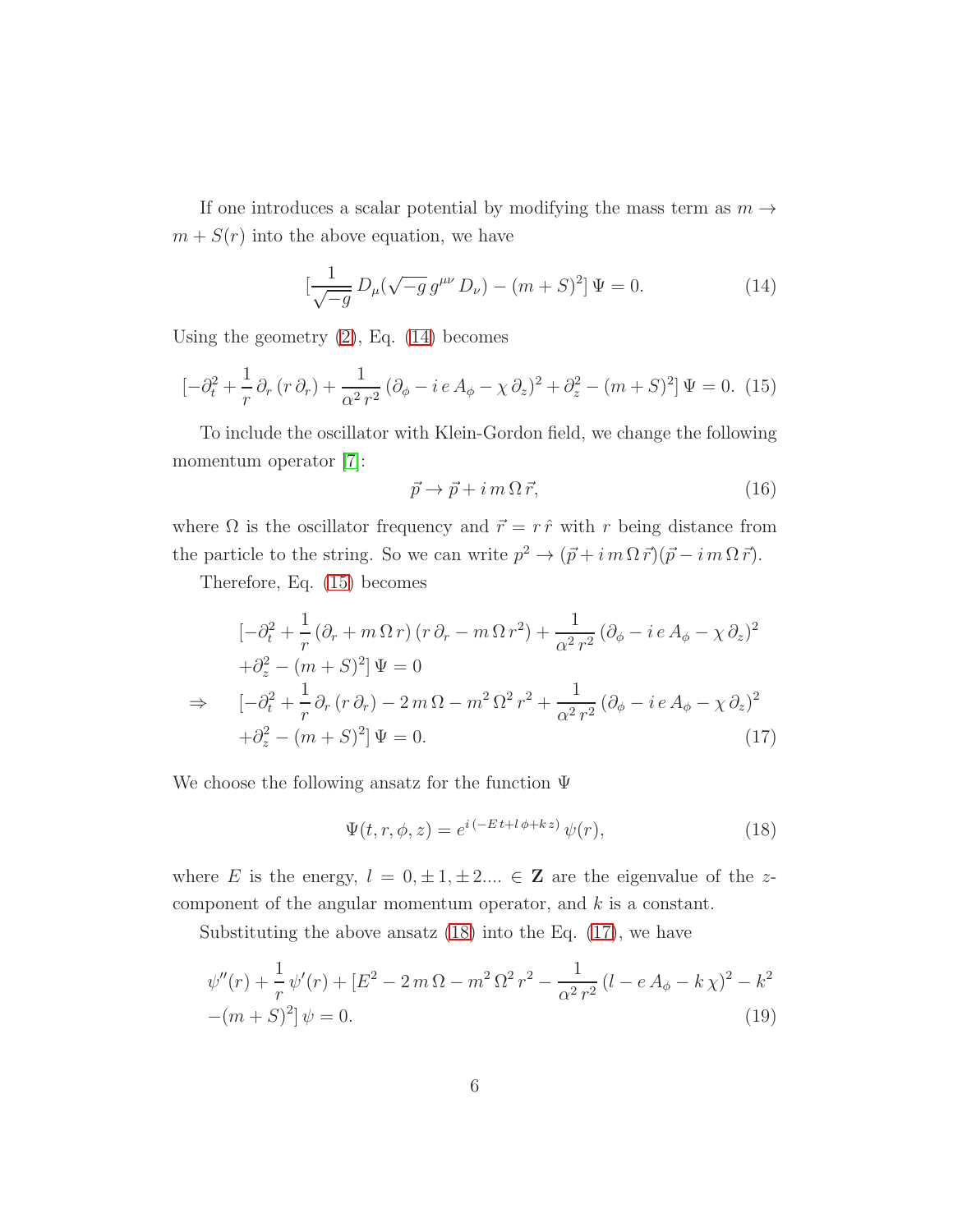If one introduces a scalar potential by modifying the mass term as $m \to m + S(r)$ into the above equation, we have

$$[\frac{1}{\sqrt{-g}}\,D_\mu(\sqrt{-g}\,g^{\mu\nu}\,D_\nu) - (m+S)^2]\,\Psi = 0. \tag{14}$$

Using the geometry (2), Eq. (14) becomes

$$[-\partial_t^2 + \frac{1}{r}\,\partial_r\,(r\,\partial_r) + \frac{1}{\alpha^2\,r^2}\,(\partial_\phi - i\,e\,A_\phi - \chi\,\partial_z)^2 + \partial_z^2 - (m+S)^2]\,\Psi = 0. \tag{15}$$

To include the oscillator with Klein-Gordon field, we change the following momentum operator [7]:

$$\vec{p} \to \vec{p} + i\,m\,\Omega\,\vec{r}, \tag{16}$$

where $\Omega$ is the oscillator frequency and $\vec{r} = r\,\hat{r}$ with $r$ being distance from the particle to the string. So we can write $p^2 \to (\vec{p} + i\,m\,\Omega\,\vec{r})(\vec{p} - i\,m\,\Omega\,\vec{r})$.

Therefore, Eq. (15) becomes

$$\begin{aligned}
&[-\partial_t^2 + \frac{1}{r}\,(\partial_r + m\,\Omega\,r)\,(r\,\partial_r - m\,\Omega\,r^2) + \frac{1}{\alpha^2\,r^2}\,(\partial_\phi - i\,e\,A_\phi - \chi\,\partial_z)^2 \\
&+\partial_z^2 - (m+S)^2]\,\Psi = 0 \\
\Rightarrow\quad &[-\partial_t^2 + \frac{1}{r}\,\partial_r\,(r\,\partial_r) - 2\,m\,\Omega - m^2\,\Omega^2\,r^2 + \frac{1}{\alpha^2\,r^2}\,(\partial_\phi - i\,e\,A_\phi - \chi\,\partial_z)^2 \\
&+\partial_z^2 - (m+S)^2]\,\Psi = 0.
\end{aligned} \tag{17}$$

We choose the following ansatz for the function $\Psi$

$$\Psi(t,r,\phi,z) = e^{i\,(-E\,t + l\,\phi + k\,z)}\,\psi(r), \tag{18}$$

where $E$ is the energy, $l = 0, \pm 1, \pm 2.... \in \mathbf{Z}$ are the eigenvalue of the $z$-component of the angular momentum operator, and $k$ is a constant.

Substituting the above ansatz (18) into the Eq. (17), we have

$$\begin{aligned}
&\psi''(r) + \frac{1}{r}\,\psi'(r) + [E^2 - 2\,m\,\Omega - m^2\,\Omega^2\,r^2 - \frac{1}{\alpha^2\,r^2}\,(l - e\,A_\phi - k\,\chi)^2 - k^2 \\
&-(m+S)^2]\,\psi = 0.
\end{aligned} \tag{19}$$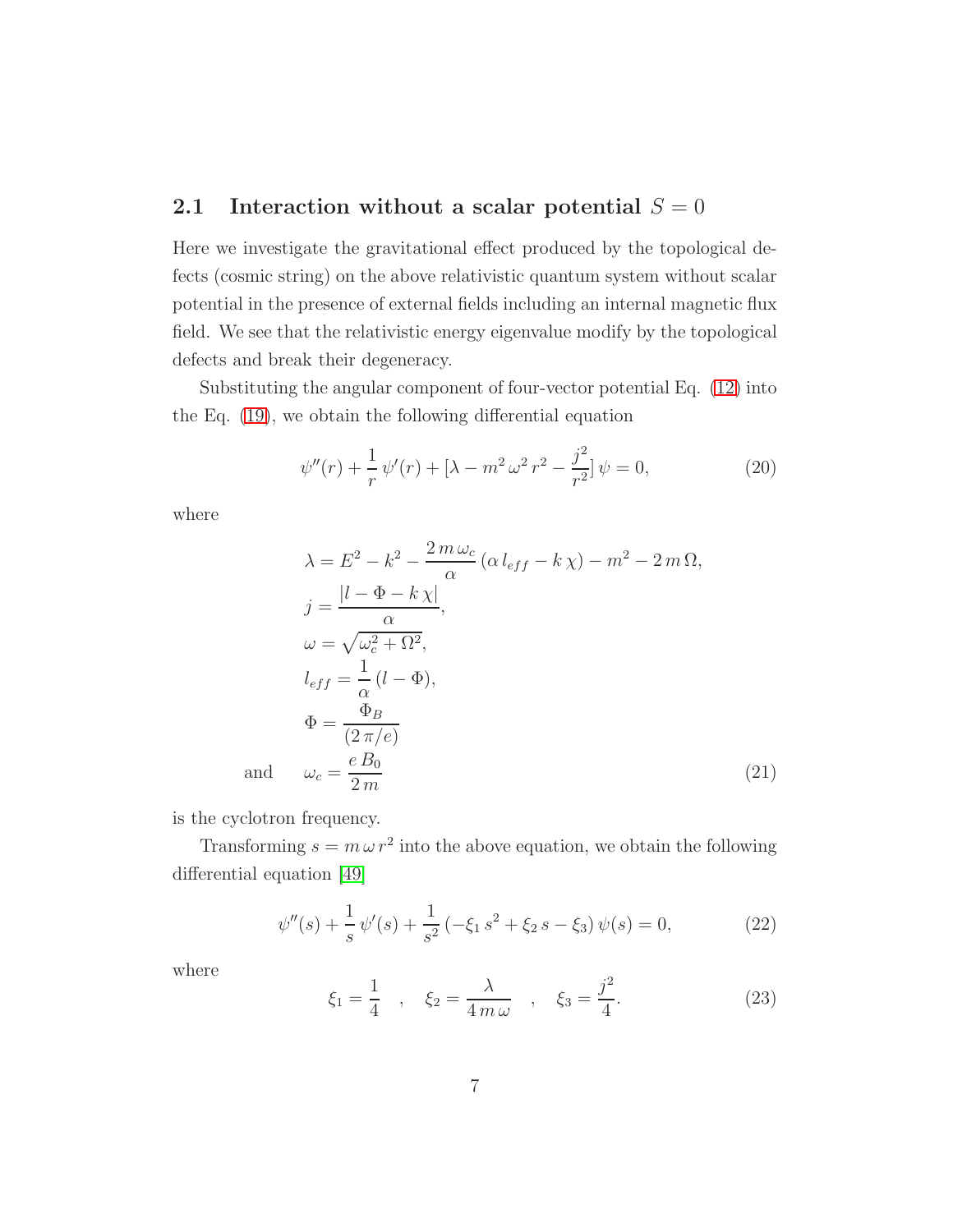### 2.1 Interaction without a scalar potential $S = 0$

Here we investigate the gravitational effect produced by the topological defects (cosmic string) on the above relativistic quantum system without scalar potential in the presence of external fields including an internal magnetic flux field. We see that the relativistic energy eigenvalue modify by the topological defects and break their degeneracy.

Substituting the angular component of four-vector potential Eq. (12) into the Eq. (19), we obtain the following differential equation

$$\psi''(r) + \frac{1}{r}\,\psi'(r) + [\lambda - m^2\,\omega^2\,r^2 - \frac{j^2}{r^2}]\,\psi = 0, \tag{20}$$

where

$$\begin{aligned}
&\lambda = E^2 - k^2 - \frac{2\,m\,\omega_c}{\alpha}\,(\alpha\,l_{eff} - k\,\chi) - m^2 - 2\,m\,\Omega,\\
&j = \frac{|l - \Phi - k\,\chi|}{\alpha},\\
&\omega = \sqrt{\omega_c^2 + \Omega^2},\\
&l_{eff} = \frac{1}{\alpha}\,(l - \Phi),\\
&\Phi = \frac{\Phi_B}{(2\,\pi/e)}\\
\text{and} \quad &\omega_c = \frac{e\,B_0}{2\,m}
\end{aligned} \tag{21}$$

is the cyclotron frequency.

Transforming $s = m\,\omega\,r^2$ into the above equation, we obtain the following differential equation [49]

$$\psi''(s) + \frac{1}{s}\,\psi'(s) + \frac{1}{s^2}\,(-\xi_1\,s^2 + \xi_2\,s - \xi_3)\,\psi(s) = 0, \tag{22}$$

where

$$\xi_1 = \frac{1}{4} \quad , \quad \xi_2 = \frac{\lambda}{4\,m\,\omega} \quad , \quad \xi_3 = \frac{j^2}{4}. \tag{23}$$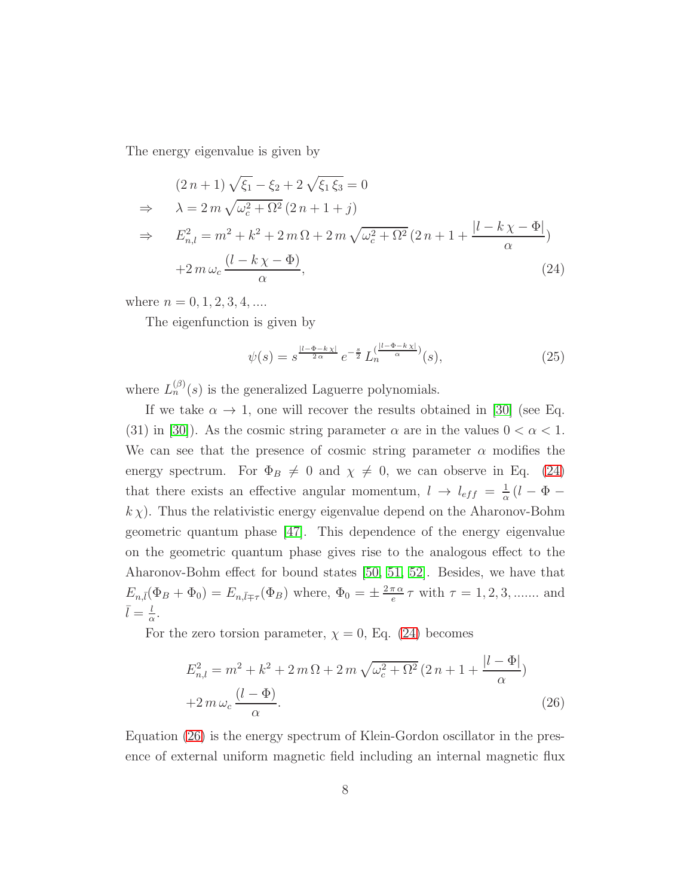The energy eigenvalue is given by

$$
\begin{aligned}
& (2\,n+1)\,\sqrt{\xi_1} - \xi_2 + 2\,\sqrt{\xi_1\,\xi_3} = 0 \\
\Rightarrow \quad & \lambda = 2\,m\,\sqrt{\omega_c^2 + \Omega^2}\,(2\,n + 1 + j) \\
\Rightarrow \quad & E_{n,l}^2 = m^2 + k^2 + 2\,m\,\Omega + 2\,m\,\sqrt{\omega_c^2+\Omega^2}\,(2\,n + 1 + \frac{|l - k\,\chi - \Phi|}{\alpha}) \\
& + 2\,m\,\omega_c\,\frac{(l - k\,\chi - \Phi)}{\alpha},
\end{aligned} \tag{24}
$$

where $n = 0, 1, 2, 3, 4, ....$

The eigenfunction is given by

$$
\psi(s) = s^{\frac{|l - \Phi - k\,\chi|}{2\,\alpha}}\,e^{-\frac{s}{2}}\,L_n^{(\frac{|l-\Phi-k\,\chi|}{\alpha})}(s), \tag{25}
$$

where $L_n^{(\beta)}(s)$ is the generalized Laguerre polynomials.

If we take $\alpha \to 1$, one will recover the results obtained in [30] (see Eq. (31) in [30]). As the cosmic string parameter $\alpha$ are in the values $0 < \alpha < 1$. We can see that the presence of cosmic string parameter $\alpha$ modifies the energy spectrum. For $\Phi_B \neq 0$ and $\chi \neq 0$, we can observe in Eq. (24) that there exists an effective angular momentum, $l \to l_{eff} = \frac{1}{\alpha}(l - \Phi - k\,\chi)$. Thus the relativistic energy eigenvalue depend on the Aharonov-Bohm geometric quantum phase [47]. This dependence of the energy eigenvalue on the geometric quantum phase gives rise to the analogous effect to the Aharonov-Bohm effect for bound states [50, 51, 52]. Besides, we have that $E_{n,\bar{l}}(\Phi_B + \Phi_0) = E_{n,\bar{l}\mp\tau}(\Phi_B)$ where, $\Phi_0 = \pm\,\frac{2\,\pi\,\alpha}{e}\,\tau$ with $\tau = 1, 2, 3, .......$ and $\bar{l} = \frac{l}{\alpha}$.

For the zero torsion parameter, $\chi = 0$, Eq. (24) becomes

$$
\begin{aligned}
& E_{n,l}^2 = m^2 + k^2 + 2\,m\,\Omega + 2\,m\,\sqrt{\omega_c^2+\Omega^2}\,(2\,n + 1 + \frac{|l - \Phi|}{\alpha}) \\
& + 2\,m\,\omega_c\,\frac{(l - \Phi)}{\alpha}.
\end{aligned} \tag{26}
$$

Equation (26) is the energy spectrum of Klein-Gordon oscillator in the presence of external uniform magnetic field including an internal magnetic flux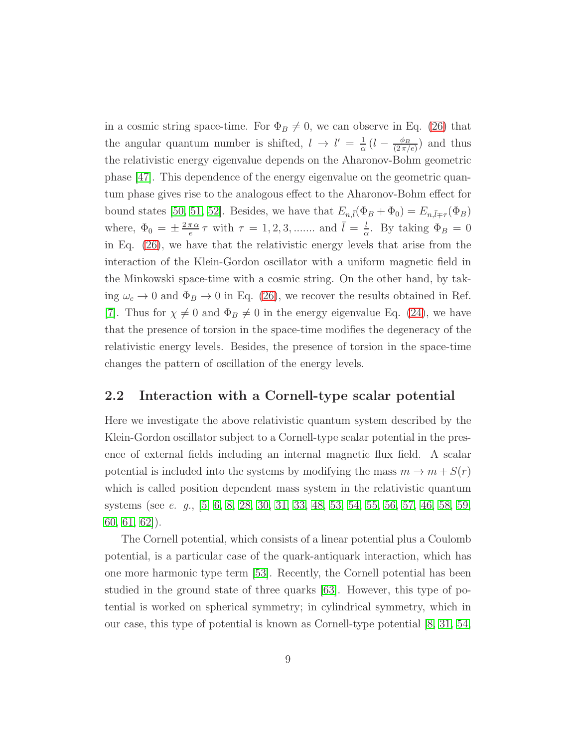in a cosmic string space-time. For $\Phi_B \neq 0$, we can observe in Eq. (26) that the angular quantum number is shifted, $l \to l' = \frac{1}{\alpha}\,(l - \frac{\phi_B}{(2\,\pi/e)})$ and thus the relativistic energy eigenvalue depends on the Aharonov-Bohm geometric phase [47]. This dependence of the energy eigenvalue on the geometric quantum phase gives rise to the analogous effect to the Aharonov-Bohm effect for bound states [50, 51, 52]. Besides, we have that $E_{n,\bar{l}}(\Phi_B + \Phi_0) = E_{n,\bar{l} \mp \tau}(\Phi_B)$ where, $\Phi_0 = \pm \frac{2\,\pi\,\alpha}{e}\,\tau$ with $\tau = 1, 2, 3, .......$ and $\bar{l} = \frac{l}{\alpha}$. By taking $\Phi_B = 0$ in Eq. (26), we have that the relativistic energy levels that arise from the interaction of the Klein-Gordon oscillator with a uniform magnetic field in the Minkowski space-time with a cosmic string. On the other hand, by taking $\omega_c \to 0$ and $\Phi_B \to 0$ in Eq. (26), we recover the results obtained in Ref. [7]. Thus for $\chi \neq 0$ and $\Phi_B \neq 0$ in the energy eigenvalue Eq. (24), we have that the presence of torsion in the space-time modifies the degeneracy of the relativistic energy levels. Besides, the presence of torsion in the space-time changes the pattern of oscillation of the energy levels.

## 2.2 Interaction with a Cornell-type scalar potential

Here we investigate the above relativistic quantum system described by the Klein-Gordon oscillator subject to a Cornell-type scalar potential in the presence of external fields including an internal magnetic flux field. A scalar potential is included into the systems by modifying the mass $m \to m + S(r)$ which is called position dependent mass system in the relativistic quantum systems (see *e. g.*, [5, 6, 8, 28, 30, 31, 33, 48, 53, 54, 55, 56, 57, 46, 58, 59, 60, 61, 62]).

The Cornell potential, which consists of a linear potential plus a Coulomb potential, is a particular case of the quark-antiquark interaction, which has one more harmonic type term [53]. Recently, the Cornell potential has been studied in the ground state of three quarks [63]. However, this type of potential is worked on spherical symmetry; in cylindrical symmetry, which in our case, this type of potential is known as Cornell-type potential [8, 31, 54,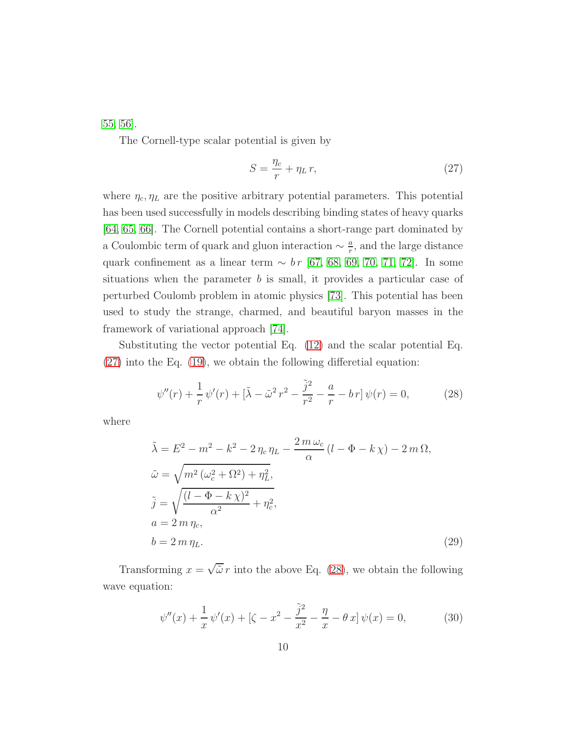[55, 56].

The Cornell-type scalar potential is given by

$$S = \frac{\eta_c}{r} + \eta_L\, r, \tag{27}$$

where $\eta_c, \eta_L$ are the positive arbitrary potential parameters. This potential has been used successfully in models describing binding states of heavy quarks [64, 65, 66]. The Cornell potential contains a short-range part dominated by a Coulombic term of quark and gluon interaction $\sim \frac{a}{r}$, and the large distance quark confinement as a linear term $\sim b\, r$ [67, 68, 69, 70, 71, 72]. In some situations when the parameter $b$ is small, it provides a particular case of perturbed Coulomb problem in atomic physics [73]. This potential has been used to study the strange, charmed, and beautiful baryon masses in the framework of variational approach [74].

Substituting the vector potential Eq. (12) and the scalar potential Eq. (27) into the Eq. (19), we obtain the following differetial equation:

$$\psi''(r) + \frac{1}{r}\,\psi'(r) + [\tilde{\lambda} - \tilde{\omega}^2\, r^2 - \frac{\tilde{j}^2}{r^2} - \frac{a}{r} - b\, r]\,\psi(r) = 0, \tag{28}$$

where

$$\begin{aligned}
&\tilde{\lambda} = E^2 - m^2 - k^2 - 2\,\eta_c\,\eta_L - \frac{2\,m\,\omega_c}{\alpha}\,(l - \Phi - k\,\chi) - 2\,m\,\Omega,\\
&\tilde{\omega} = \sqrt{m^2\,(\omega_c^2 + \Omega^2) + \eta_L^2},\\
&\tilde{j} = \sqrt{\frac{(l - \Phi - k\,\chi)^2}{\alpha^2} + \eta_c^2},\\
&a = 2\,m\,\eta_c,\\
&b = 2\,m\,\eta_L.
\end{aligned} \tag{29}$$

Transforming $x = \sqrt{\tilde{\omega}}\, r$ into the above Eq. (28), we obtain the following wave equation:

$$\psi''(x) + \frac{1}{x}\,\psi'(x) + [\zeta - x^2 - \frac{\tilde{j}^2}{x^2} - \frac{\eta}{x} - \theta\, x]\,\psi(x) = 0, \tag{30}$$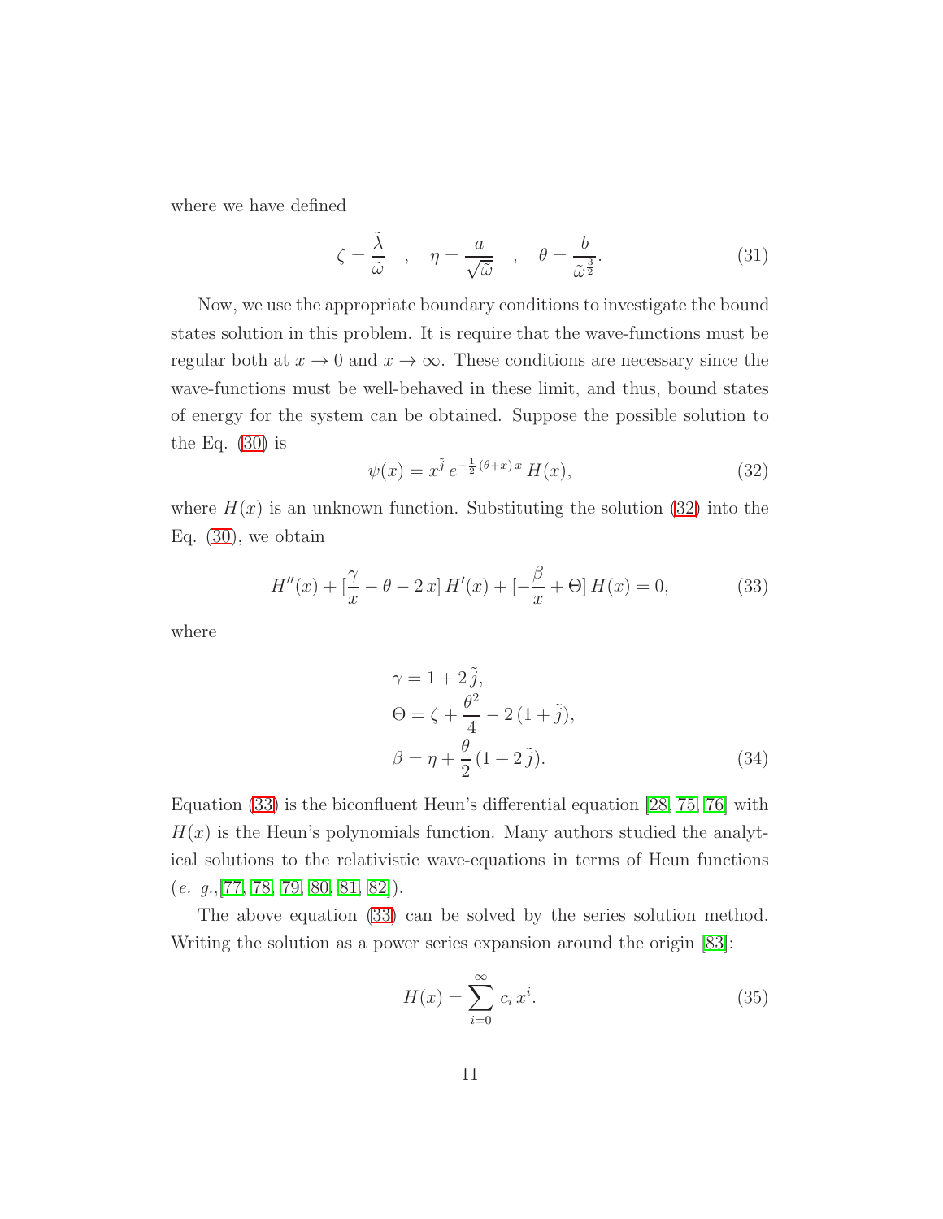where we have defined

$$\zeta = \frac{\tilde{\lambda}}{\tilde{\omega}} \quad , \quad \eta = \frac{a}{\sqrt{\tilde{\omega}}} \quad , \quad \theta = \frac{b}{\tilde{\omega}^{\frac{3}{2}}}. \tag{31}$$

Now, we use the appropriate boundary conditions to investigate the bound states solution in this problem. It is require that the wave-functions must be regular both at $x \to 0$ and $x \to \infty$. These conditions are necessary since the wave-functions must be well-behaved in these limit, and thus, bound states of energy for the system can be obtained. Suppose the possible solution to the Eq. (30) is

$$\psi(x) = x^{\tilde{j}}\, e^{-\frac{1}{2}(\theta + x)\, x}\, H(x), \tag{32}$$

where $H(x)$ is an unknown function. Substituting the solution (32) into the Eq. (30), we obtain

$$H''(x) + [\frac{\gamma}{x} - \theta - 2\,x]\, H'(x) + [-\frac{\beta}{x} + \Theta]\, H(x) = 0, \tag{33}$$

where

$$\begin{aligned}
\gamma &= 1 + 2\,\tilde{j}, \\
\Theta &= \zeta + \frac{\theta^2}{4} - 2\,(1 + \tilde{j}), \\
\beta &= \eta + \frac{\theta}{2}\,(1 + 2\,\tilde{j}).
\end{aligned} \tag{34}$$

Equation (33) is the biconfluent Heun's differential equation [28, 75, 76] with $H(x)$ is the Heun's polynomials function. Many authors studied the analytical solutions to the relativistic wave-equations in terms of Heun functions (*e. g.*,[77, 78, 79, 80, 81, 82]).

The above equation (33) can be solved by the series solution method. Writing the solution as a power series expansion around the origin [83]:

$$H(x) = \sum_{i=0}^{\infty} c_i\, x^i. \tag{35}$$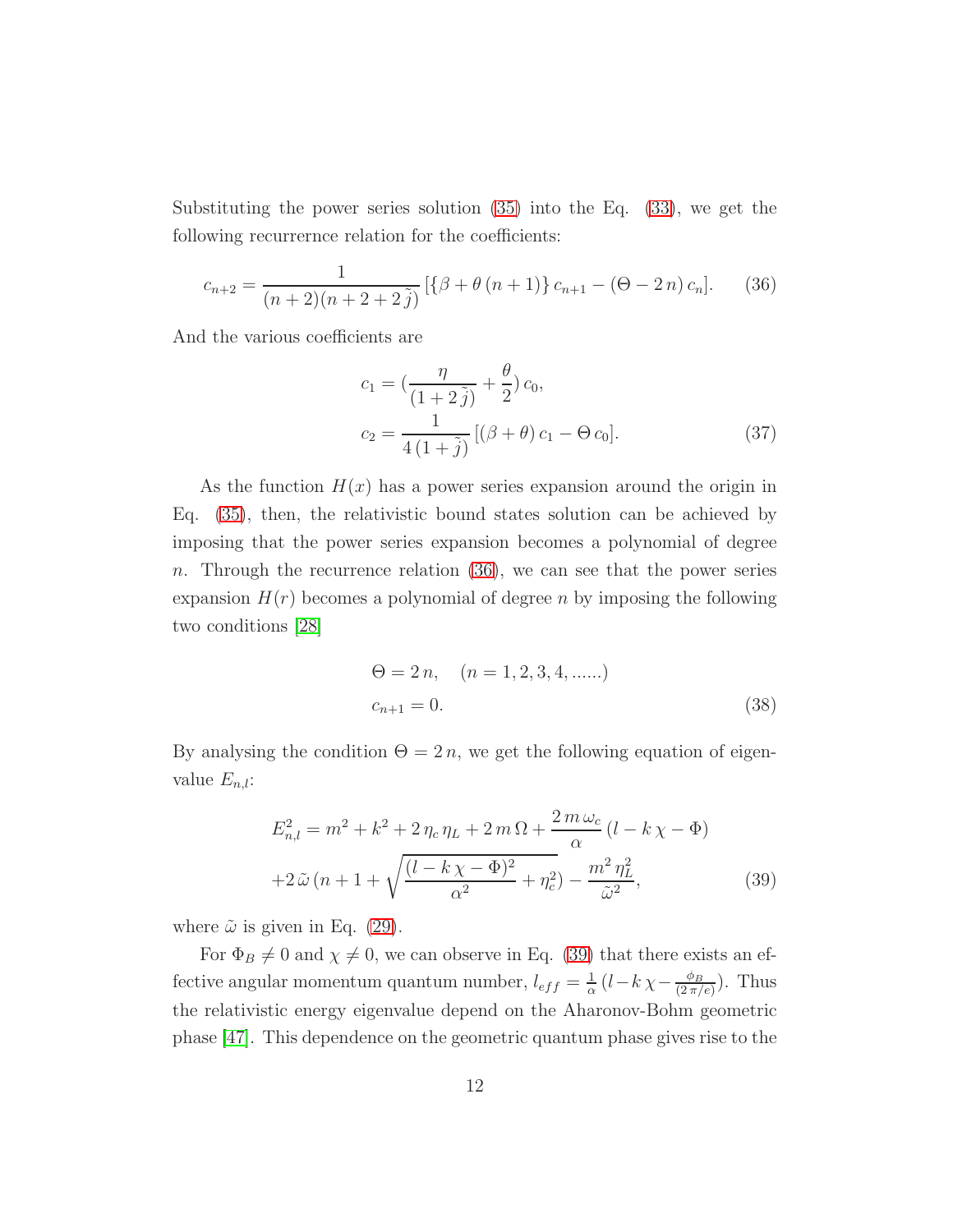Substituting the power series solution (35) into the Eq. (33), we get the following recurrernce relation for the coefficients:

$$c_{n+2} = \frac{1}{(n+2)(n+2+2\,\tilde{j})}\,[\{\beta + \theta\,(n+1)\}\,c_{n+1} - (\Theta - 2\,n)\,c_n]. \tag{36}$$

And the various coefficients are

$$\begin{aligned} c_1 &= (\frac{\eta}{(1+2\,\tilde{j})} + \frac{\theta}{2})\,c_0, \\ c_2 &= \frac{1}{4\,(1+\tilde{j})}\,[(\beta+\theta)\,c_1 - \Theta\,c_0]. \end{aligned} \tag{37}$$

As the function $H(x)$ has a power series expansion around the origin in Eq. (35), then, the relativistic bound states solution can be achieved by imposing that the power series expansion becomes a polynomial of degree $n$. Through the recurrence relation (36), we can see that the power series expansion $H(r)$ becomes a polynomial of degree $n$ by imposing the following two conditions [28]

$$\begin{aligned} &\Theta = 2\,n, \quad (n = 1, 2, 3, 4, ......) \\ &c_{n+1} = 0. \end{aligned} \tag{38}$$

By analysing the condition $\Theta = 2\,n$, we get the following equation of eigenvalue $E_{n,l}$:

$$\begin{aligned} E_{n,l}^2 &= m^2 + k^2 + 2\,\eta_c\,\eta_L + 2\,m\,\Omega + \frac{2\,m\,\omega_c}{\alpha}\,(l - k\,\chi - \Phi) \\ &+ 2\,\tilde{\omega}\,(n + 1 + \sqrt{\frac{(l-k\,\chi-\Phi)^2}{\alpha^2} + \eta_c^2}) - \frac{m^2\,\eta_L^2}{\tilde{\omega}^2}, \end{aligned} \tag{39}$$

where $\tilde{\omega}$ is given in Eq. (29).

For $\Phi_B \neq 0$ and $\chi \neq 0$, we can observe in Eq. (39) that there exists an effective angular momentum quantum number, $l_{eff} = \frac{1}{\alpha}\,(l - k\,\chi - \frac{\phi_B}{(2\,\pi/e)})$. Thus the relativistic energy eigenvalue depend on the Aharonov-Bohm geometric phase [47]. This dependence on the geometric quantum phase gives rise to the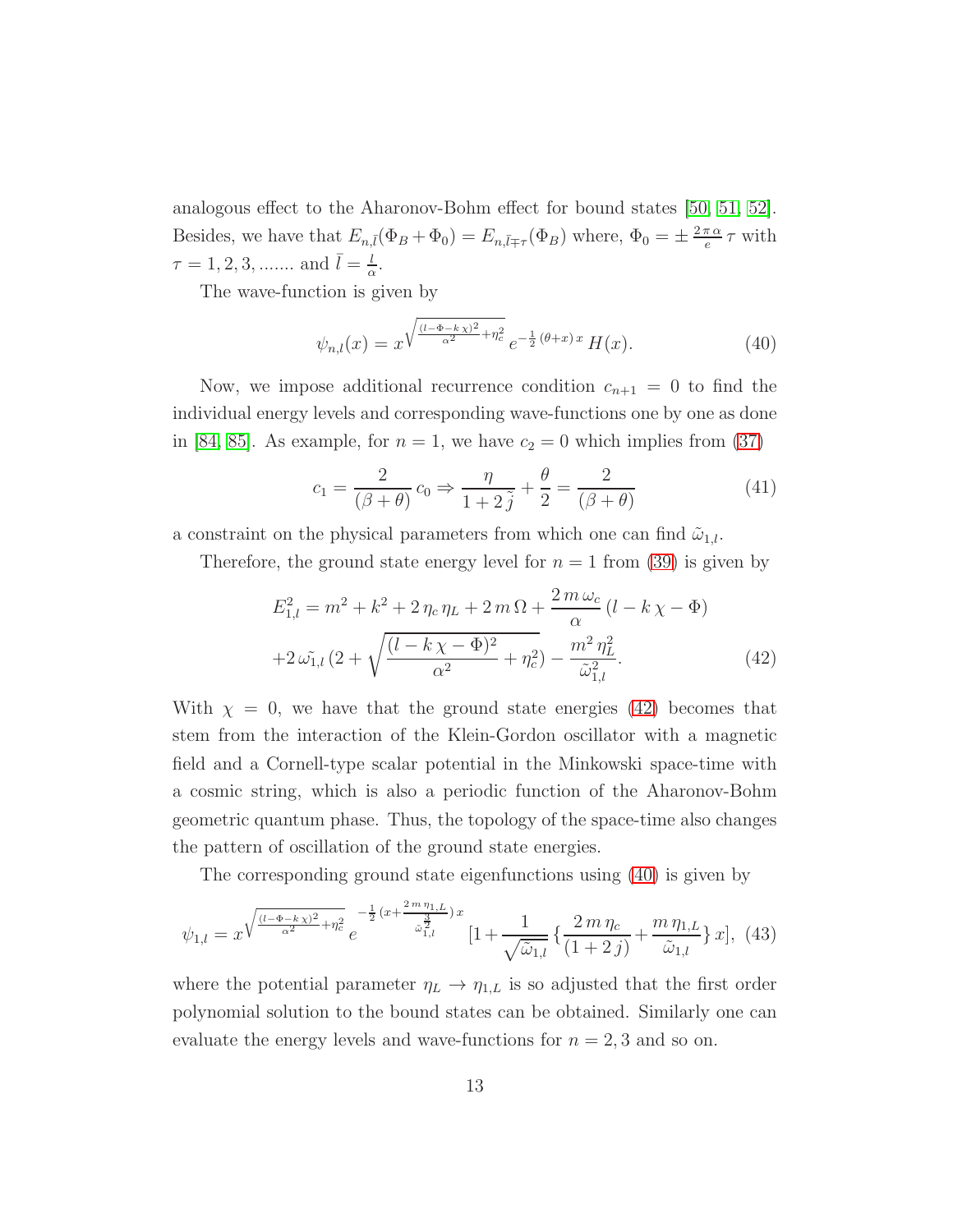analogous effect to the Aharonov-Bohm effect for bound states [50, 51, 52]. Besides, we have that $E_{n,\bar{l}}(\Phi_B+\Phi_0)=E_{n,\bar{l}\mp\tau}(\Phi_B)$ where, $\Phi_0=\pm\frac{2\pi\alpha}{e}\tau$ with $\tau=1,2,3,.......$ and $\bar{l}=\frac{l}{\alpha}$.

The wave-function is given by

$$\psi_{n,l}(x)=x^{\sqrt{\frac{(l-\Phi-k\chi)^2}{\alpha^2}+\eta_c^2}}\,e^{-\frac{1}{2}(\theta+x)\,x}\,H(x). \tag{40}$$

Now, we impose additional recurrence condition $c_{n+1}=0$ to find the individual energy levels and corresponding wave-functions one by one as done in [84, 85]. As example, for $n=1$, we have $c_2=0$ which implies from (37)

$$c_1=\frac{2}{(\beta+\theta)}\,c_0\Rightarrow\frac{\eta}{1+2\,\tilde{j}}+\frac{\theta}{2}=\frac{2}{(\beta+\theta)} \tag{41}$$

a constraint on the physical parameters from which one can find $\tilde{\omega}_{1,l}$.

Therefore, the ground state energy level for $n=1$ from (39) is given by

$$\begin{aligned}E_{1,l}^2&=m^2+k^2+2\,\eta_c\,\eta_L+2\,m\,\Omega+\frac{2\,m\,\omega_c}{\alpha}\,(l-k\,\chi-\Phi)\\&+2\,\tilde{\omega_{1,l}}\,(2+\sqrt{\frac{(l-k\,\chi-\Phi)^2}{\alpha^2}+\eta_c^2})-\frac{m^2\,\eta_L^2}{\tilde{\omega}_{1,l}^2}.\end{aligned} \tag{42}$$

With $\chi=0$, we have that the ground state energies (42) becomes that stem from the interaction of the Klein-Gordon oscillator with a magnetic field and a Cornell-type scalar potential in the Minkowski space-time with a cosmic string, which is also a periodic function of the Aharonov-Bohm geometric quantum phase. Thus, the topology of the space-time also changes the pattern of oscillation of the ground state energies.

The corresponding ground state eigenfunctions using (40) is given by

$$\psi_{1,l}=x^{\sqrt{\frac{(l-\Phi-k\chi)^2}{\alpha^2}+\eta_c^2}}\,e^{-\frac{1}{2}\,(x+\frac{2\,m\,\eta_{1,L}}{\tilde{\omega}_{1,l}^{\frac{3}{2}}})\,x}\,[1+\frac{1}{\sqrt{\tilde{\omega}_{1,l}}}\,\{\frac{2\,m\,\eta_c}{(1+2\,j)}+\frac{m\,\eta_{1,L}}{\tilde{\omega}_{1,l}}\}\,x], \tag{43}$$

where the potential parameter $\eta_L\to\eta_{1,L}$ is so adjusted that the first order polynomial solution to the bound states can be obtained. Similarly one can evaluate the energy levels and wave-functions for $n=2,3$ and so on.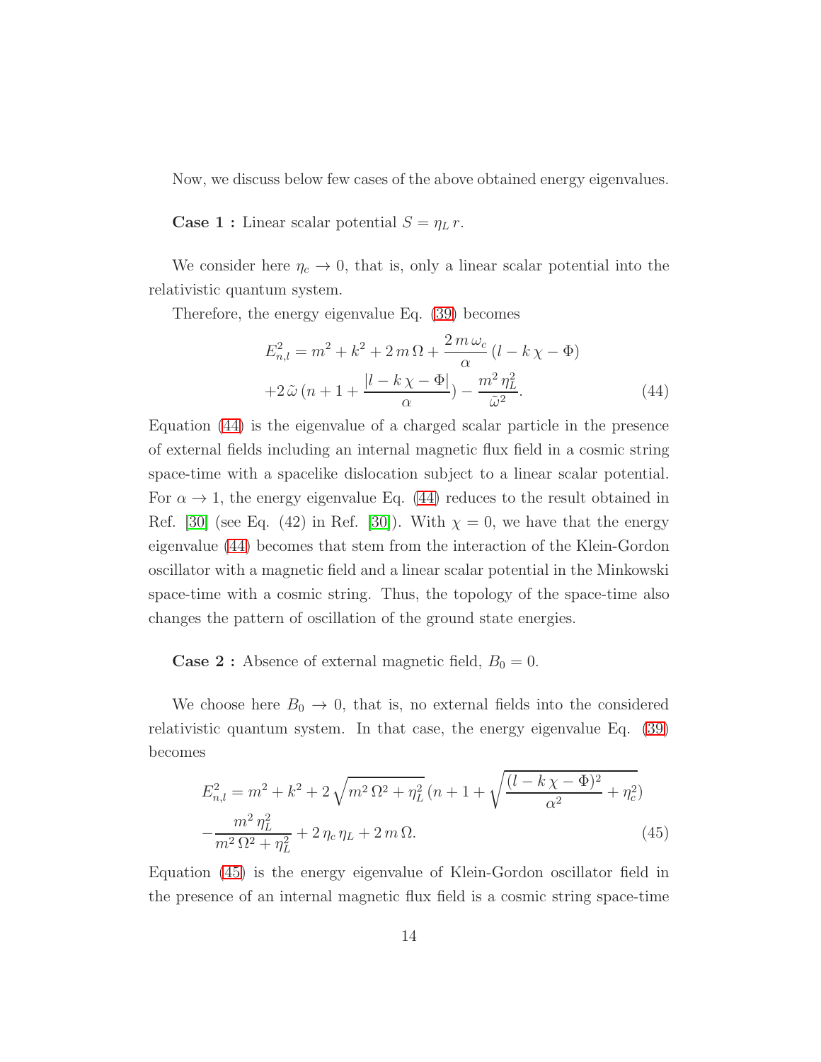Now, we discuss below few cases of the above obtained energy eigenvalues.

**Case 1 :** Linear scalar potential $S = \eta_L\, r$.

We consider here $\eta_c \to 0$, that is, only a linear scalar potential into the relativistic quantum system.

Therefore, the energy eigenvalue Eq. (39) becomes

$$E^2_{n,l} = m^2 + k^2 + 2\, m\, \Omega + \frac{2\, m\, \omega_c}{\alpha}\,(l - k\,\chi - \Phi)$$
$$+2\,\tilde{\omega}\,(n + 1 + \frac{|l - k\,\chi - \Phi|}{\alpha}) - \frac{m^2\,\eta_L^2}{\tilde{\omega}^2}. \tag{44}$$

Equation (44) is the eigenvalue of a charged scalar particle in the presence of external fields including an internal magnetic flux field in a cosmic string space-time with a spacelike dislocation subject to a linear scalar potential. For $\alpha \to 1$, the energy eigenvalue Eq. (44) reduces to the result obtained in Ref. [30] (see Eq. (42) in Ref. [30]). With $\chi = 0$, we have that the energy eigenvalue (44) becomes that stem from the interaction of the Klein-Gordon oscillator with a magnetic field and a linear scalar potential in the Minkowski space-time with a cosmic string. Thus, the topology of the space-time also changes the pattern of oscillation of the ground state energies.

**Case 2 :** Absence of external magnetic field, $B_0 = 0$.

We choose here $B_0 \to 0$, that is, no external fields into the considered relativistic quantum system. In that case, the energy eigenvalue Eq. (39) becomes

$$E^2_{n,l} = m^2 + k^2 + 2\,\sqrt{m^2\,\Omega^2 + \eta_L^2}\,(n + 1 + \sqrt{\frac{(l - k\,\chi - \Phi)^2}{\alpha^2} + \eta_c^2})$$
$$-\frac{m^2\,\eta_L^2}{m^2\,\Omega^2 + \eta_L^2} + 2\,\eta_c\,\eta_L + 2\,m\,\Omega. \tag{45}$$

Equation (45) is the energy eigenvalue of Klein-Gordon oscillator field in the presence of an internal magnetic flux field is a cosmic string space-time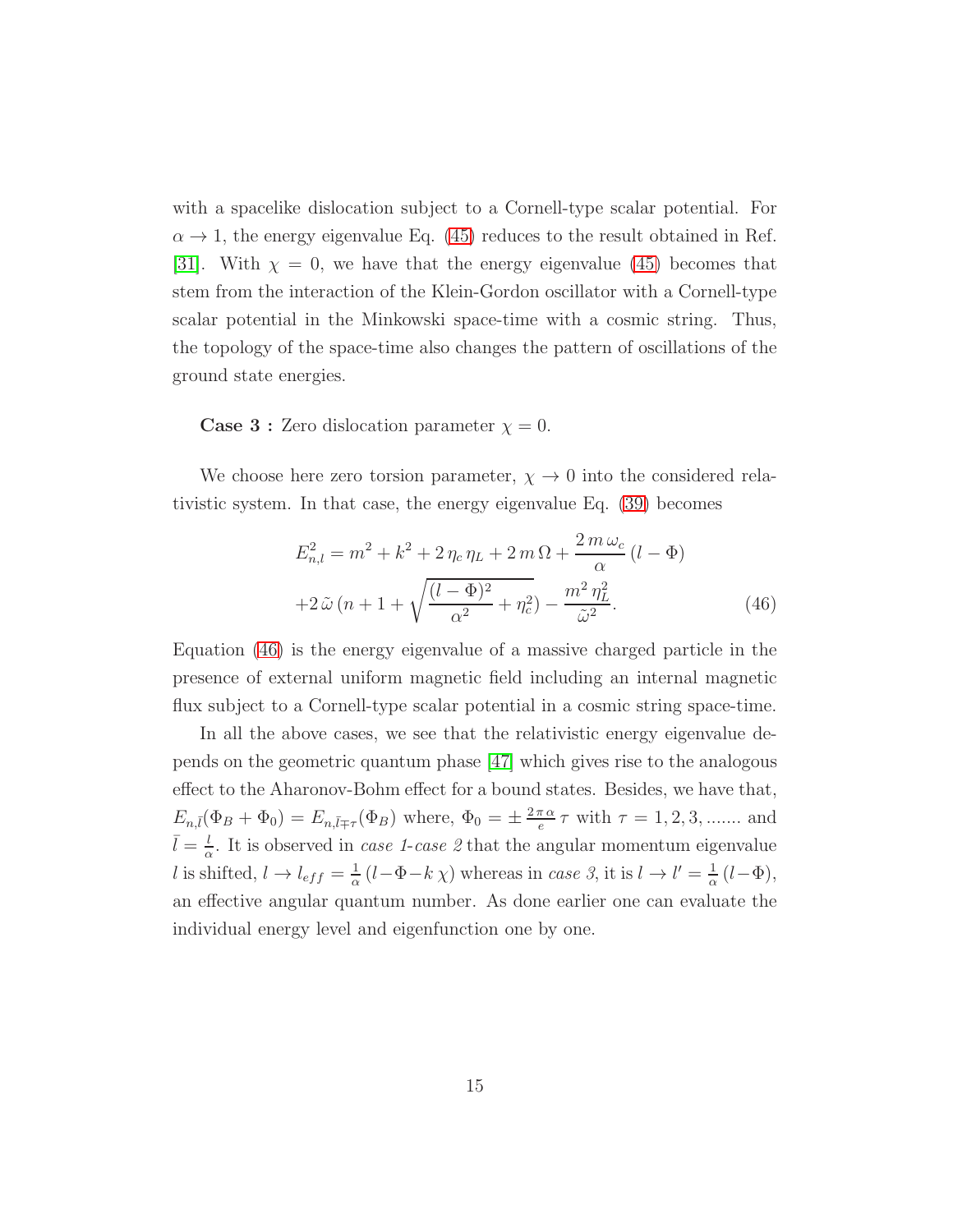with a spacelike dislocation subject to a Cornell-type scalar potential. For $\alpha \to 1$, the energy eigenvalue Eq. (45) reduces to the result obtained in Ref. [31]. With $\chi = 0$, we have that the energy eigenvalue (45) becomes that stem from the interaction of the Klein-Gordon oscillator with a Cornell-type scalar potential in the Minkowski space-time with a cosmic string. Thus, the topology of the space-time also changes the pattern of oscillations of the ground state energies.

**Case 3 :** Zero dislocation parameter $\chi = 0$.

We choose here zero torsion parameter, $\chi \to 0$ into the considered relativistic system. In that case, the energy eigenvalue Eq. (39) becomes

$$
\begin{aligned}
E_{n,l}^2 &= m^2 + k^2 + 2\,\eta_c\,\eta_L + 2\,m\,\Omega + \frac{2\,m\,\omega_c}{\alpha}\,(l - \Phi) \\
&+ 2\,\tilde{\omega}\,(n + 1 + \sqrt{\frac{(l-\Phi)^2}{\alpha^2} + \eta_c^2}) - \frac{m^2\,\eta_L^2}{\tilde{\omega}^2}.
\end{aligned}
\tag{46}
$$

Equation (46) is the energy eigenvalue of a massive charged particle in the presence of external uniform magnetic field including an internal magnetic flux subject to a Cornell-type scalar potential in a cosmic string space-time.

In all the above cases, we see that the relativistic energy eigenvalue depends on the geometric quantum phase [47] which gives rise to the analogous effect to the Aharonov-Bohm effect for a bound states. Besides, we have that, $E_{n,\bar{l}}(\Phi_B + \Phi_0) = E_{n,\bar{l}\mp\tau}(\Phi_B)$ where, $\Phi_0 = \pm\,\frac{2\,\pi\,\alpha}{e}\,\tau$ with $\tau = 1, 2, 3, .......$ and $\bar{l} = \frac{l}{\alpha}$. It is observed in *case 1-case 2* that the angular momentum eigenvalue $l$ is shifted, $l \to l_{eff} = \frac{1}{\alpha}\,(l - \Phi - k\,\chi)$ whereas in *case 3*, it is $l \to l' = \frac{1}{\alpha}\,(l - \Phi)$, an effective angular quantum number. As done earlier one can evaluate the individual energy level and eigenfunction one by one.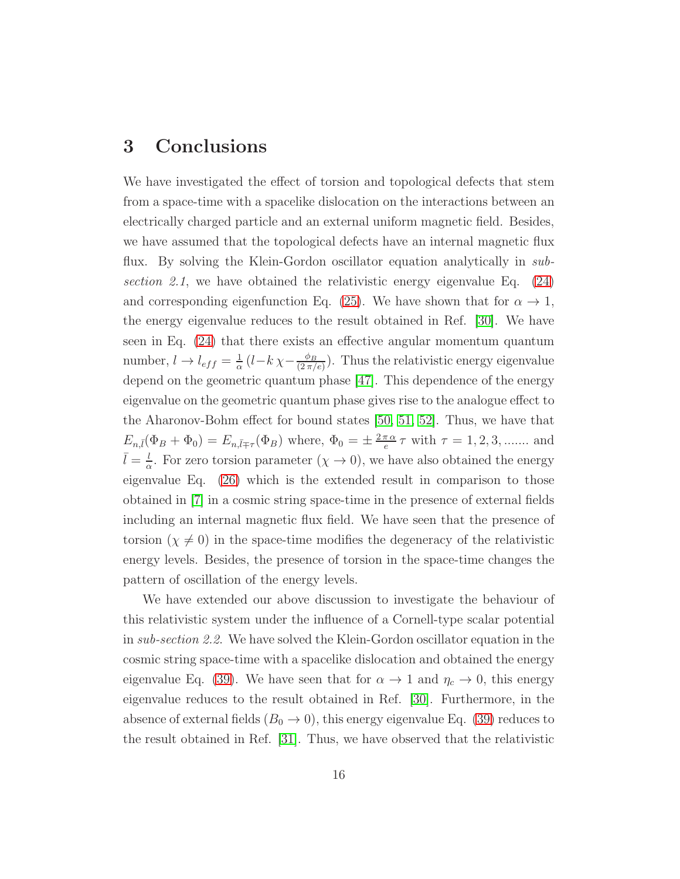## 3 Conclusions

We have investigated the effect of torsion and topological defects that stem from a space-time with a spacelike dislocation on the interactions between an electrically charged particle and an external uniform magnetic field. Besides, we have assumed that the topological defects have an internal magnetic flux flux. By solving the Klein-Gordon oscillator equation analytically in *sub-section 2.1*, we have obtained the relativistic energy eigenvalue Eq. (24) and corresponding eigenfunction Eq. (25). We have shown that for $\alpha \to 1$, the energy eigenvalue reduces to the result obtained in Ref. [30]. We have seen in Eq. (24) that there exists an effective angular momentum quantum number, $l \to l_{eff} = \frac{1}{\alpha}\,(l - k\,\chi - \frac{\phi_B}{(2\,\pi/e)})$. Thus the relativistic energy eigenvalue depend on the geometric quantum phase [47]. This dependence of the energy eigenvalue on the geometric quantum phase gives rise to the analogue effect to the Aharonov-Bohm effect for bound states [50, 51, 52]. Thus, we have that $E_{n,\bar{l}}(\Phi_B + \Phi_0) = E_{n,\bar{l}\mp\tau}(\Phi_B)$ where, $\Phi_0 = \pm\,\frac{2\,\pi\,\alpha}{e}\,\tau$ with $\tau = 1, 2, 3, .......$ and $\bar{l} = \frac{l}{\alpha}$. For zero torsion parameter ($\chi \to 0$), we have also obtained the energy eigenvalue Eq. (26) which is the extended result in comparison to those obtained in [7] in a cosmic string space-time in the presence of external fields including an internal magnetic flux field. We have seen that the presence of torsion ($\chi \neq 0$) in the space-time modifies the degeneracy of the relativistic energy levels. Besides, the presence of torsion in the space-time changes the pattern of oscillation of the energy levels.

We have extended our above discussion to investigate the behaviour of this relativistic system under the influence of a Cornell-type scalar potential in *sub-section 2.2*. We have solved the Klein-Gordon oscillator equation in the cosmic string space-time with a spacelike dislocation and obtained the energy eigenvalue Eq. (39). We have seen that for $\alpha \to 1$ and $\eta_c \to 0$, this energy eigenvalue reduces to the result obtained in Ref. [30]. Furthermore, in the absence of external fields ($B_0 \to 0$), this energy eigenvalue Eq. (39) reduces to the result obtained in Ref. [31]. Thus, we have observed that the relativistic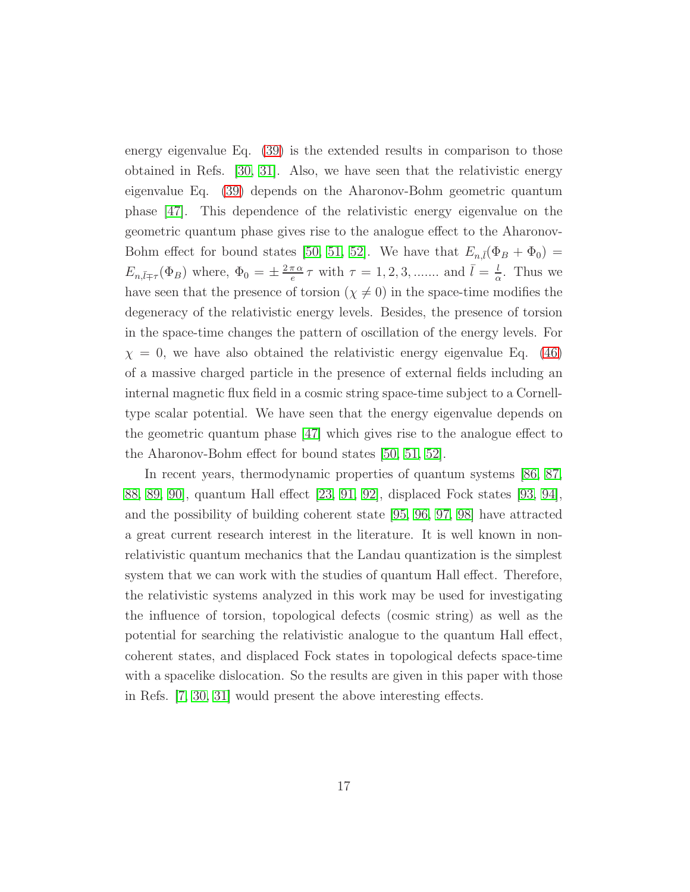energy eigenvalue Eq. (39) is the extended results in comparison to those obtained in Refs. [30, 31]. Also, we have seen that the relativistic energy eigenvalue Eq. (39) depends on the Aharonov-Bohm geometric quantum phase [47]. This dependence of the relativistic energy eigenvalue on the geometric quantum phase gives rise to the analogue effect to the Aharonov-Bohm effect for bound states [50, 51, 52]. We have that $E_{n,\bar{l}}(\Phi_B + \Phi_0) = E_{n,\bar{l}\mp\tau}(\Phi_B)$ where, $\Phi_0 = \pm \frac{2\pi\alpha}{e}\tau$ with $\tau = 1, 2, 3, .......$ and $\bar{l} = \frac{l}{\alpha}$. Thus we have seen that the presence of torsion ($\chi \neq 0$) in the space-time modifies the degeneracy of the relativistic energy levels. Besides, the presence of torsion in the space-time changes the pattern of oscillation of the energy levels. For $\chi = 0$, we have also obtained the relativistic energy eigenvalue Eq. (46) of a massive charged particle in the presence of external fields including an internal magnetic flux field in a cosmic string space-time subject to a Cornell-type scalar potential. We have seen that the energy eigenvalue depends on the geometric quantum phase [47] which gives rise to the analogue effect to the Aharonov-Bohm effect for bound states [50, 51, 52].

In recent years, thermodynamic properties of quantum systems [86, 87, 88, 89, 90], quantum Hall effect [23, 91, 92], displaced Fock states [93, 94], and the possibility of building coherent state [95, 96, 97, 98] have attracted a great current research interest in the literature. It is well known in non-relativistic quantum mechanics that the Landau quantization is the simplest system that we can work with the studies of quantum Hall effect. Therefore, the relativistic systems analyzed in this work may be used for investigating the influence of torsion, topological defects (cosmic string) as well as the potential for searching the relativistic analogue to the quantum Hall effect, coherent states, and displaced Fock states in topological defects space-time with a spacelike dislocation. So the results are given in this paper with those in Refs. [7, 30, 31] would present the above interesting effects.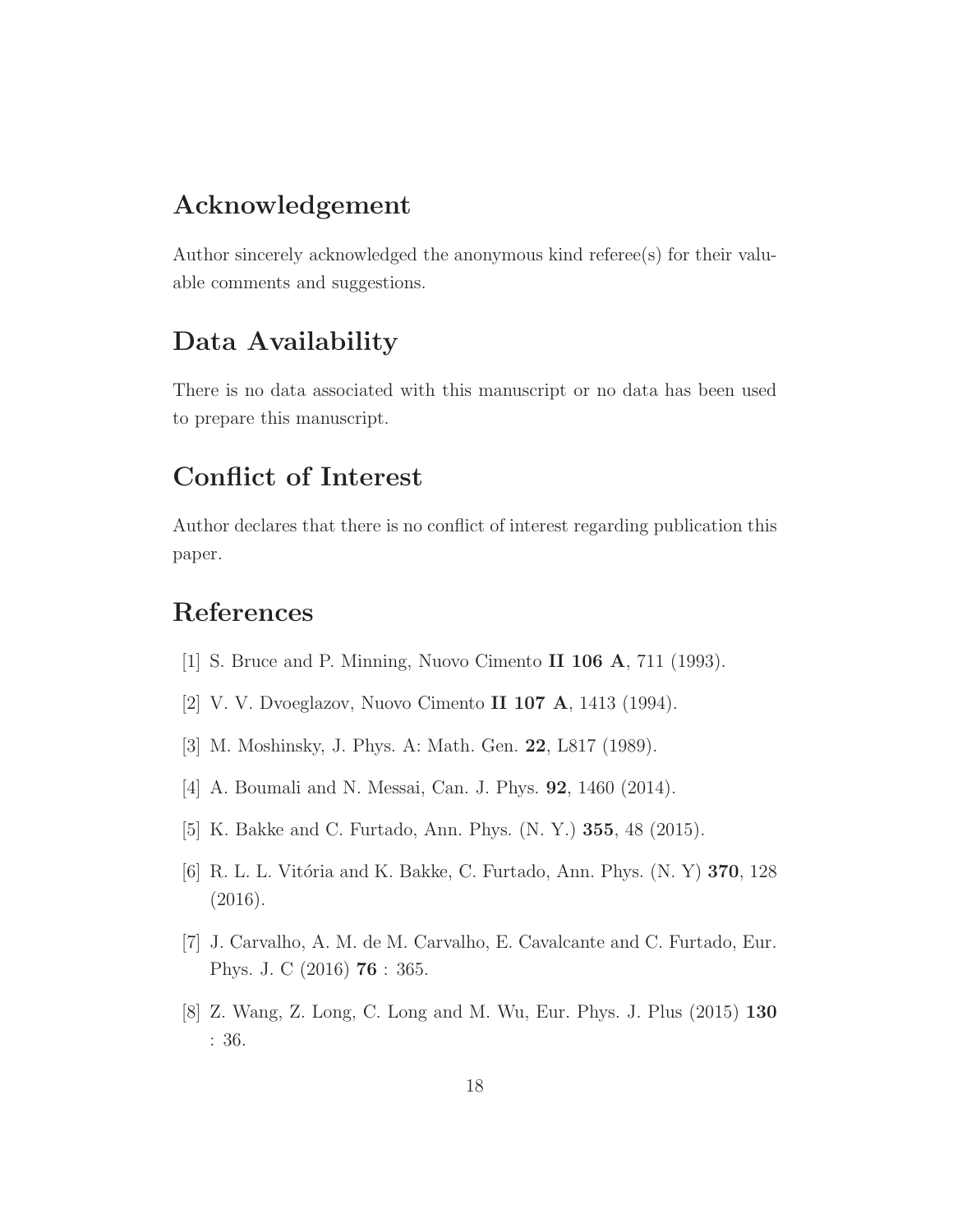## Acknowledgement

Author sincerely acknowledged the anonymous kind referee(s) for their valuable comments and suggestions.

## Data Availability

There is no data associated with this manuscript or no data has been used to prepare this manuscript.

## Conflict of Interest

Author declares that there is no conflict of interest regarding publication this paper.

## References

[1] S. Bruce and P. Minning, Nuovo Cimento **II 106 A**, 711 (1993).

[2] V. V. Dvoeglazov, Nuovo Cimento **II 107 A**, 1413 (1994).

[3] M. Moshinsky, J. Phys. A: Math. Gen. **22**, L817 (1989).

[4] A. Boumali and N. Messai, Can. J. Phys. **92**, 1460 (2014).

[5] K. Bakke and C. Furtado, Ann. Phys. (N. Y.) **355**, 48 (2015).

[6] R. L. L. Vitória and K. Bakke, C. Furtado, Ann. Phys. (N. Y) **370**, 128 (2016).

[7] J. Carvalho, A. M. de M. Carvalho, E. Cavalcante and C. Furtado, Eur. Phys. J. C (2016) **76** : 365.

[8] Z. Wang, Z. Long, C. Long and M. Wu, Eur. Phys. J. Plus (2015) **130** : 36.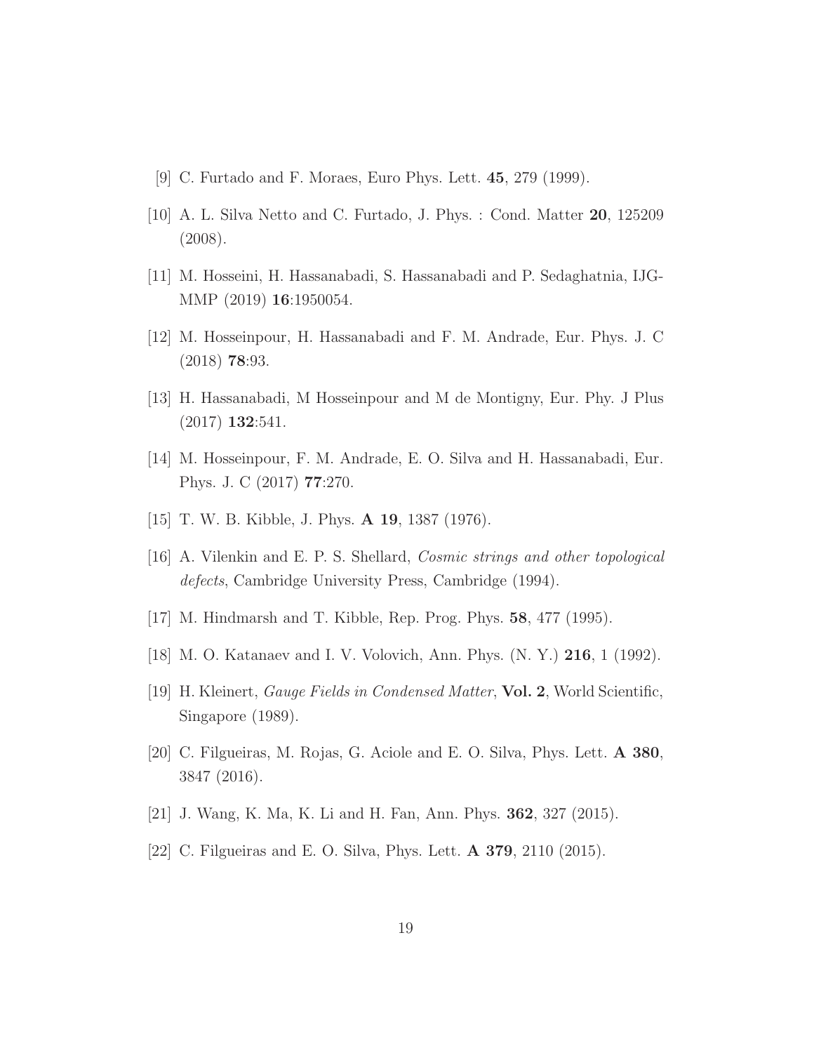[9] C. Furtado and F. Moraes, Euro Phys. Lett. **45**, 279 (1999).

[10] A. L. Silva Netto and C. Furtado, J. Phys. : Cond. Matter **20**, 125209 (2008).

[11] M. Hosseini, H. Hassanabadi, S. Hassanabadi and P. Sedaghatnia, IJGMMP (2019) **16**:1950054.

[12] M. Hosseinpour, H. Hassanabadi and F. M. Andrade, Eur. Phys. J. C (2018) **78**:93.

[13] H. Hassanabadi, M Hosseinpour and M de Montigny, Eur. Phy. J Plus (2017) **132**:541.

[14] M. Hosseinpour, F. M. Andrade, E. O. Silva and H. Hassanabadi, Eur. Phys. J. C (2017) **77**:270.

[15] T. W. B. Kibble, J. Phys. **A 19**, 1387 (1976).

[16] A. Vilenkin and E. P. S. Shellard, *Cosmic strings and other topological defects*, Cambridge University Press, Cambridge (1994).

[17] M. Hindmarsh and T. Kibble, Rep. Prog. Phys. **58**, 477 (1995).

[18] M. O. Katanaev and I. V. Volovich, Ann. Phys. (N. Y.) **216**, 1 (1992).

[19] H. Kleinert, *Gauge Fields in Condensed Matter*, **Vol. 2**, World Scientific, Singapore (1989).

[20] C. Filgueiras, M. Rojas, G. Aciole and E. O. Silva, Phys. Lett. **A 380**, 3847 (2016).

[21] J. Wang, K. Ma, K. Li and H. Fan, Ann. Phys. **362**, 327 (2015).

[22] C. Filgueiras and E. O. Silva, Phys. Lett. **A 379**, 2110 (2015).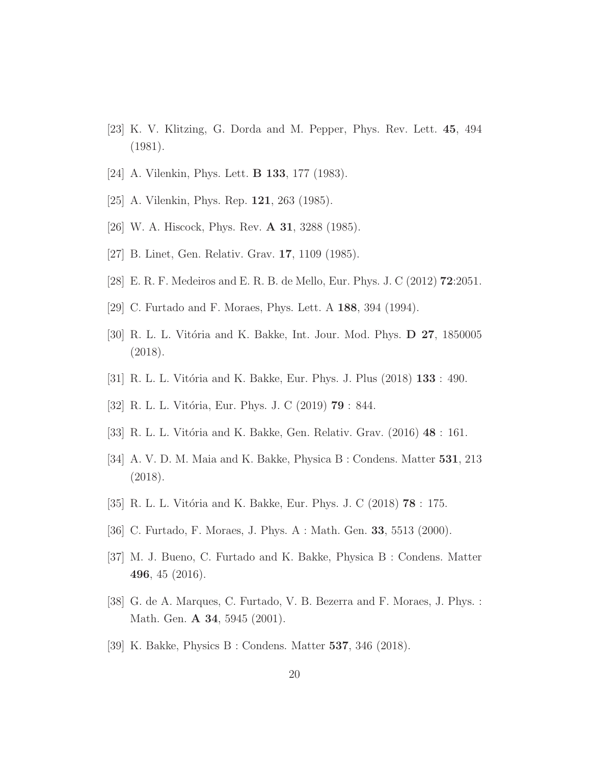[23] K. V. Klitzing, G. Dorda and M. Pepper, Phys. Rev. Lett. **45**, 494 (1981).

[24] A. Vilenkin, Phys. Lett. **B 133**, 177 (1983).

[25] A. Vilenkin, Phys. Rep. **121**, 263 (1985).

[26] W. A. Hiscock, Phys. Rev. **A 31**, 3288 (1985).

[27] B. Linet, Gen. Relativ. Grav. **17**, 1109 (1985).

[28] E. R. F. Medeiros and E. R. B. de Mello, Eur. Phys. J. C (2012) **72**:2051.

[29] C. Furtado and F. Moraes, Phys. Lett. A **188**, 394 (1994).

[30] R. L. L. Vitória and K. Bakke, Int. Jour. Mod. Phys. **D 27**, 1850005 (2018).

[31] R. L. L. Vitória and K. Bakke, Eur. Phys. J. Plus (2018) **133** : 490.

[32] R. L. L. Vitória, Eur. Phys. J. C (2019) **79** : 844.

[33] R. L. L. Vitória and K. Bakke, Gen. Relativ. Grav. (2016) **48** : 161.

[34] A. V. D. M. Maia and K. Bakke, Physica B : Condens. Matter **531**, 213 (2018).

[35] R. L. L. Vitória and K. Bakke, Eur. Phys. J. C (2018) **78** : 175.

[36] C. Furtado, F. Moraes, J. Phys. A : Math. Gen. **33**, 5513 (2000).

[37] M. J. Bueno, C. Furtado and K. Bakke, Physica B : Condens. Matter **496**, 45 (2016).

[38] G. de A. Marques, C. Furtado, V. B. Bezerra and F. Moraes, J. Phys. : Math. Gen. **A 34**, 5945 (2001).

[39] K. Bakke, Physics B : Condens. Matter **537**, 346 (2018).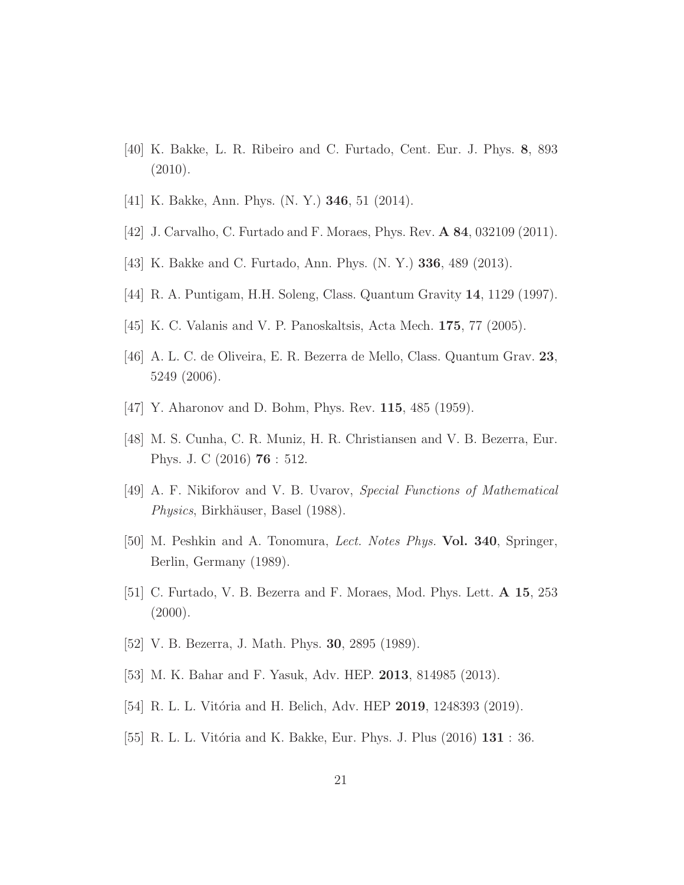[40] K. Bakke, L. R. Ribeiro and C. Furtado, Cent. Eur. J. Phys. **8**, 893 (2010).

[41] K. Bakke, Ann. Phys. (N. Y.) **346**, 51 (2014).

[42] J. Carvalho, C. Furtado and F. Moraes, Phys. Rev. **A 84**, 032109 (2011).

[43] K. Bakke and C. Furtado, Ann. Phys. (N. Y.) **336**, 489 (2013).

[44] R. A. Puntigam, H.H. Soleng, Class. Quantum Gravity **14**, 1129 (1997).

[45] K. C. Valanis and V. P. Panoskaltsis, Acta Mech. **175**, 77 (2005).

[46] A. L. C. de Oliveira, E. R. Bezerra de Mello, Class. Quantum Grav. **23**, 5249 (2006).

[47] Y. Aharonov and D. Bohm, Phys. Rev. **115**, 485 (1959).

[48] M. S. Cunha, C. R. Muniz, H. R. Christiansen and V. B. Bezerra, Eur. Phys. J. C (2016) **76** : 512.

[49] A. F. Nikiforov and V. B. Uvarov, *Special Functions of Mathematical Physics*, Birkhäuser, Basel (1988).

[50] M. Peshkin and A. Tonomura, *Lect. Notes Phys.* **Vol. 340**, Springer, Berlin, Germany (1989).

[51] C. Furtado, V. B. Bezerra and F. Moraes, Mod. Phys. Lett. **A 15**, 253 (2000).

[52] V. B. Bezerra, J. Math. Phys. **30**, 2895 (1989).

[53] M. K. Bahar and F. Yasuk, Adv. HEP. **2013**, 814985 (2013).

[54] R. L. L. Vitória and H. Belich, Adv. HEP **2019**, 1248393 (2019).

[55] R. L. L. Vitória and K. Bakke, Eur. Phys. J. Plus (2016) **131** : 36.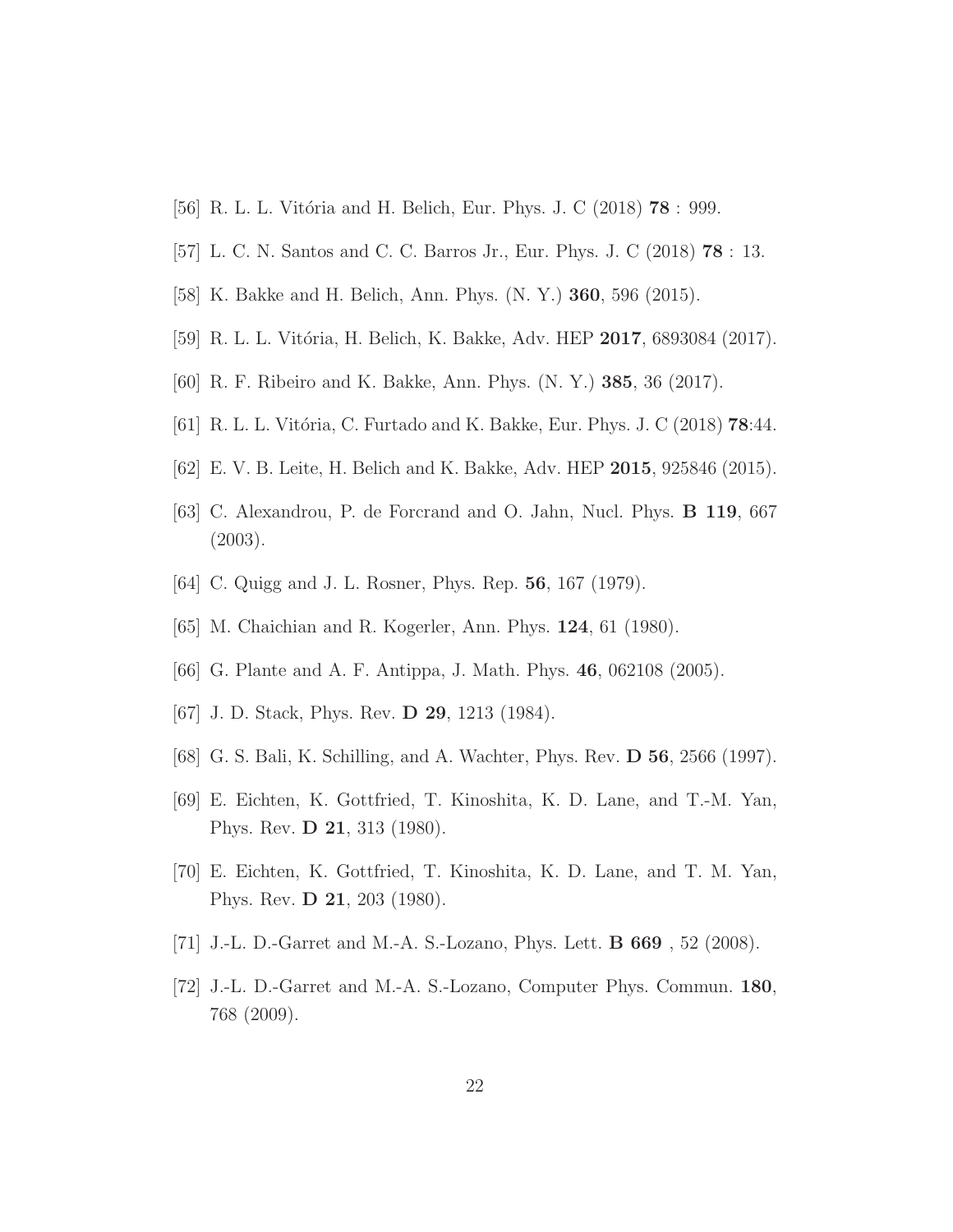[56] R. L. L. Vitória and H. Belich, Eur. Phys. J. C (2018) **78** : 999.

[57] L. C. N. Santos and C. C. Barros Jr., Eur. Phys. J. C (2018) **78** : 13.

[58] K. Bakke and H. Belich, Ann. Phys. (N. Y.) **360**, 596 (2015).

[59] R. L. L. Vitória, H. Belich, K. Bakke, Adv. HEP **2017**, 6893084 (2017).

[60] R. F. Ribeiro and K. Bakke, Ann. Phys. (N. Y.) **385**, 36 (2017).

[61] R. L. L. Vitória, C. Furtado and K. Bakke, Eur. Phys. J. C (2018) **78**:44.

[62] E. V. B. Leite, H. Belich and K. Bakke, Adv. HEP **2015**, 925846 (2015).

[63] C. Alexandrou, P. de Forcrand and O. Jahn, Nucl. Phys. **B 119**, 667 (2003).

[64] C. Quigg and J. L. Rosner, Phys. Rep. **56**, 167 (1979).

[65] M. Chaichian and R. Kogerler, Ann. Phys. **124**, 61 (1980).

[66] G. Plante and A. F. Antippa, J. Math. Phys. **46**, 062108 (2005).

[67] J. D. Stack, Phys. Rev. **D 29**, 1213 (1984).

[68] G. S. Bali, K. Schilling, and A. Wachter, Phys. Rev. **D 56**, 2566 (1997).

[69] E. Eichten, K. Gottfried, T. Kinoshita, K. D. Lane, and T.-M. Yan, Phys. Rev. **D 21**, 313 (1980).

[70] E. Eichten, K. Gottfried, T. Kinoshita, K. D. Lane, and T. M. Yan, Phys. Rev. **D 21**, 203 (1980).

[71] J.-L. D.-Garret and M.-A. S.-Lozano, Phys. Lett. **B 669** , 52 (2008).

[72] J.-L. D.-Garret and M.-A. S.-Lozano, Computer Phys. Commun. **180**, 768 (2009).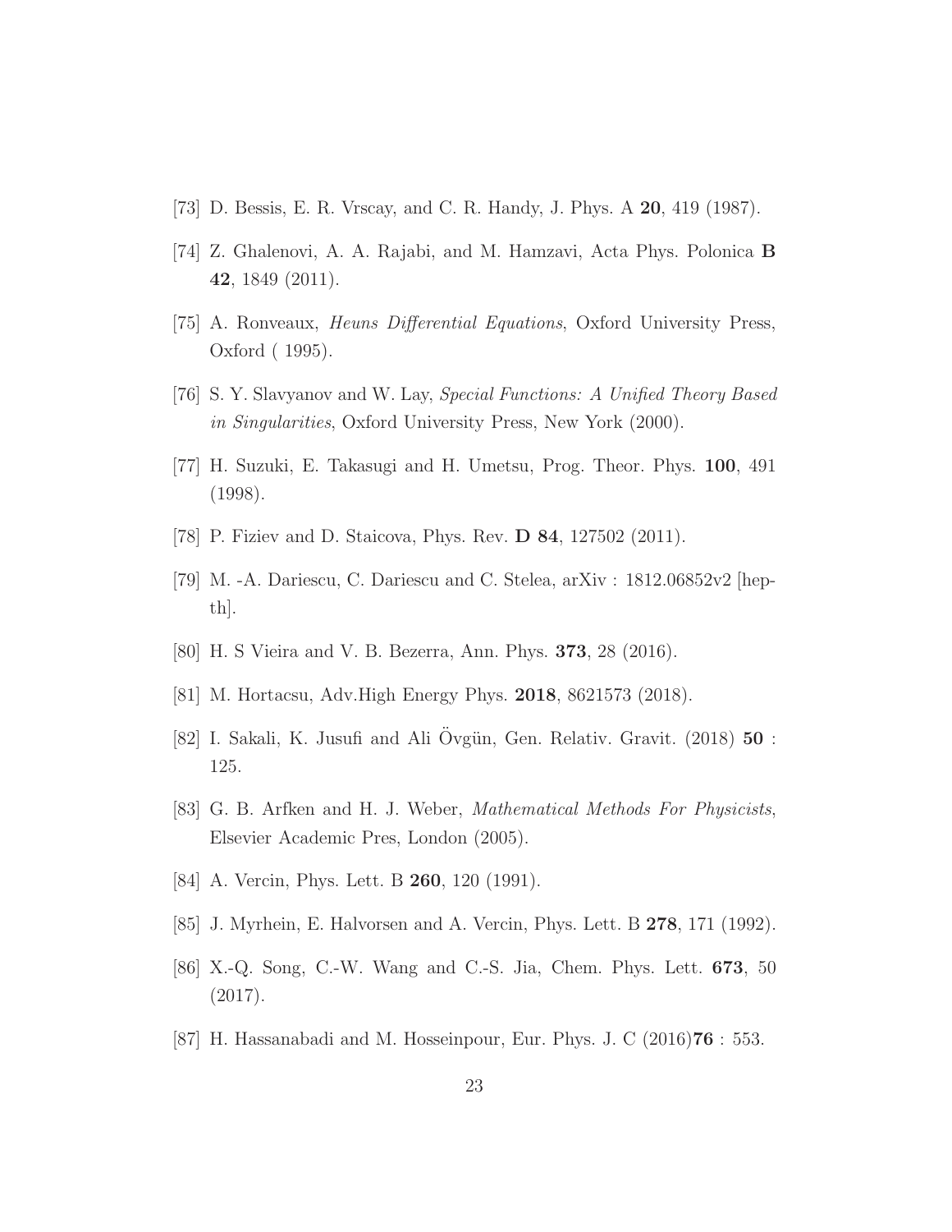[73] D. Bessis, E. R. Vrscay, and C. R. Handy, J. Phys. A **20**, 419 (1987).

[74] Z. Ghalenovi, A. A. Rajabi, and M. Hamzavi, Acta Phys. Polonica **B 42**, 1849 (2011).

[75] A. Ronveaux, *Heuns Differential Equations*, Oxford University Press, Oxford ( 1995).

[76] S. Y. Slavyanov and W. Lay, *Special Functions: A Unified Theory Based in Singularities*, Oxford University Press, New York (2000).

[77] H. Suzuki, E. Takasugi and H. Umetsu, Prog. Theor. Phys. **100**, 491 (1998).

[78] P. Fiziev and D. Staicova, Phys. Rev. **D 84**, 127502 (2011).

[79] M. -A. Dariescu, C. Dariescu and C. Stelea, arXiv : 1812.06852v2 [hep-th].

[80] H. S Vieira and V. B. Bezerra, Ann. Phys. **373**, 28 (2016).

[81] M. Hortacsu, Adv.High Energy Phys. **2018**, 8621573 (2018).

[82] I. Sakali, K. Jusufi and Ali Övgün, Gen. Relativ. Gravit. (2018) **50** : 125.

[83] G. B. Arfken and H. J. Weber, *Mathematical Methods For Physicists*, Elsevier Academic Pres, London (2005).

[84] A. Vercin, Phys. Lett. B **260**, 120 (1991).

[85] J. Myrhein, E. Halvorsen and A. Vercin, Phys. Lett. B **278**, 171 (1992).

[86] X.-Q. Song, C.-W. Wang and C.-S. Jia, Chem. Phys. Lett. **673**, 50 (2017).

[87] H. Hassanabadi and M. Hosseinpour, Eur. Phys. J. C (2016)**76** : 553.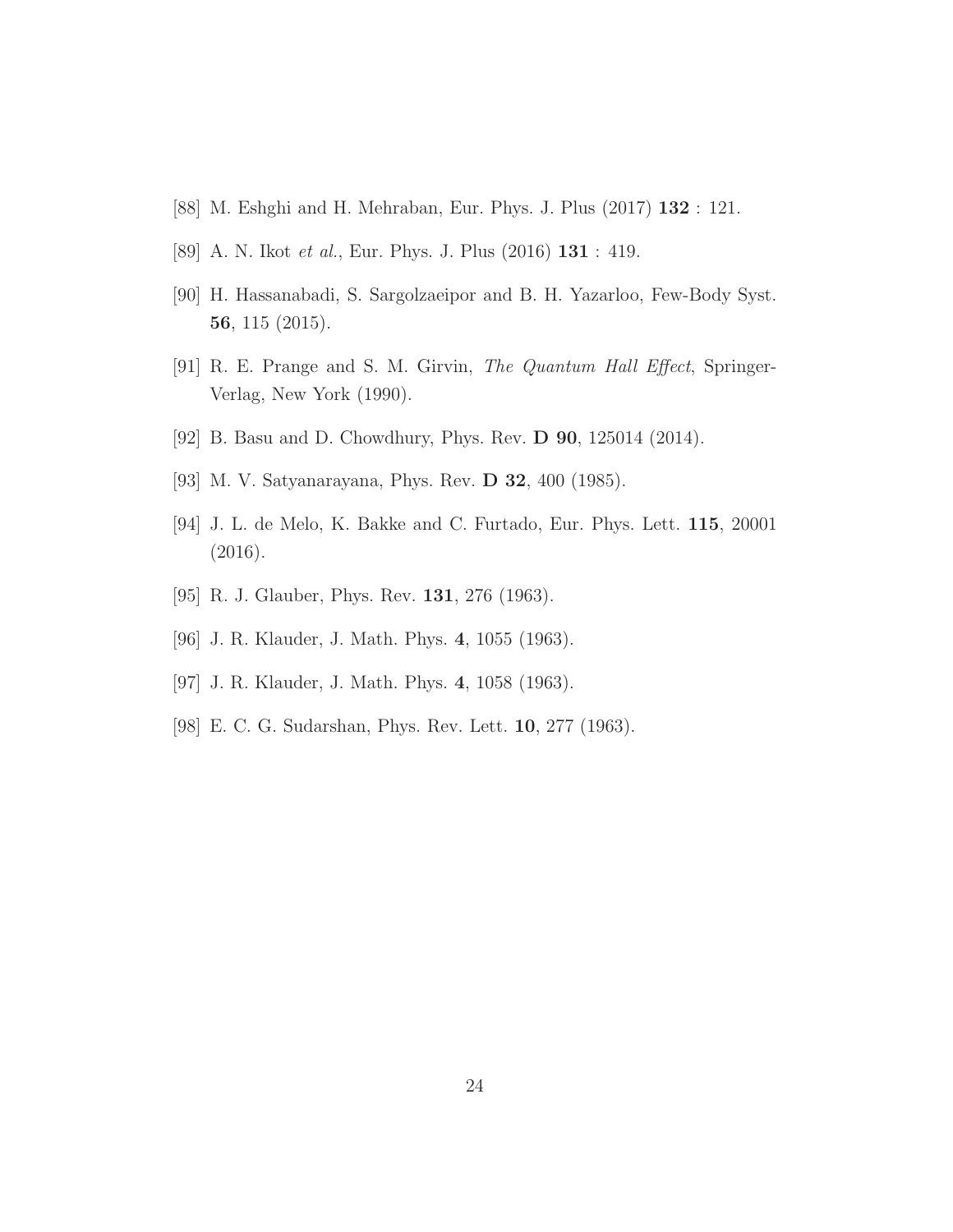[88] M. Eshghi and H. Mehraban, Eur. Phys. J. Plus (2017) **132** : 121.

[89] A. N. Ikot *et al.*, Eur. Phys. J. Plus (2016) **131** : 419.

[90] H. Hassanabadi, S. Sargolzaeipor and B. H. Yazarloo, Few-Body Syst. **56**, 115 (2015).

[91] R. E. Prange and S. M. Girvin, *The Quantum Hall Effect*, Springer-Verlag, New York (1990).

[92] B. Basu and D. Chowdhury, Phys. Rev. **D 90**, 125014 (2014).

[93] M. V. Satyanarayana, Phys. Rev. **D 32**, 400 (1985).

[94] J. L. de Melo, K. Bakke and C. Furtado, Eur. Phys. Lett. **115**, 20001 (2016).

[95] R. J. Glauber, Phys. Rev. **131**, 276 (1963).

[96] J. R. Klauder, J. Math. Phys. **4**, 1055 (1963).

[97] J. R. Klauder, J. Math. Phys. **4**, 1058 (1963).

[98] E. C. G. Sudarshan, Phys. Rev. Lett. **10**, 277 (1963).